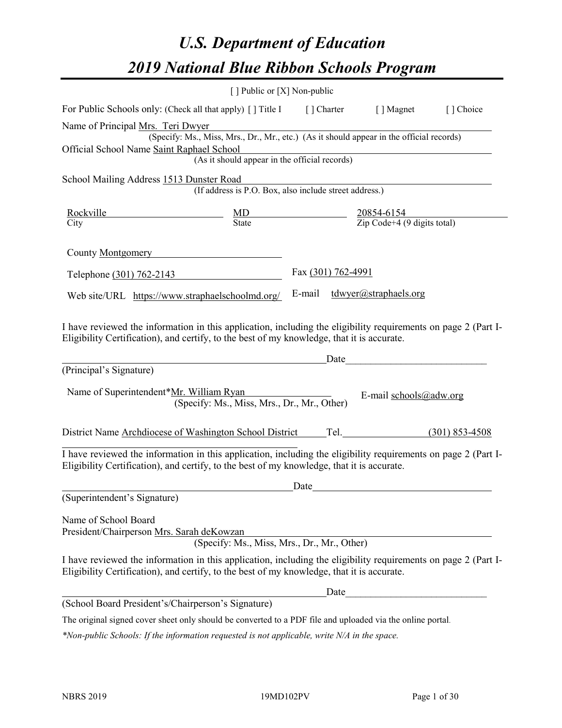# *U.S. Department of Education*

# *2019 National Blue Ribbon Schools Program*

[ ] Public or [X] Non-public

For Public Schools only: (Check all that apply) [ ] Title I [ ] Charter [ ] Magnet [ ] Choice

Name of Principal Mrs. Teri Dwyer
(Specify: Ms., Miss, Mrs., Dr., Mr., etc.) (As it should appear in the official records)

Official School Name Saint Raphael School
(As it should appear in the official records)

School Mailing Address 1513 Dunster Road
(If address is P.O. Box, also include street address.)

| Rockville | MD | 20854-6154 |
|---|---|---|
| City | State | Zip Code+4 (9 digits total) |

County Montgomery

Telephone (301) 762-2143 Fax (301) 762-4991

Web site/URL https://www.straphaelschoolmd.org/ E-mail tdwyer@straphaels.org

I have reviewed the information in this application, including the eligibility requirements on page 2 (Part I-Eligibility Certification), and certify, to the best of my knowledge, that it is accurate.

_______________________________________ Date_______________________
(Principal's Signature)

Name of Superintendent* Mr. William Ryan
(Specify: Ms., Miss, Mrs., Dr., Mr., Other)
E-mail schools@adw.org

District Name Archdiocese of Washington School District Tel. (301) 853-4508

I have reviewed the information in this application, including the eligibility requirements on page 2 (Part I-Eligibility Certification), and certify, to the best of my knowledge, that it is accurate.

_______________________________________ Date_______________________
(Superintendent's Signature)

Name of School Board
President/Chairperson Mrs. Sarah deKowzan
(Specify: Ms., Miss, Mrs., Dr., Mr., Other)

I have reviewed the information in this application, including the eligibility requirements on page 2 (Part I-Eligibility Certification), and certify, to the best of my knowledge, that it is accurate.

_______________________________________ Date_______________________
(School Board President's/Chairperson's Signature)

The original signed cover sheet only should be converted to a PDF file and uploaded via the online portal.

*\*Non-public Schools: If the information requested is not applicable, write N/A in the space.*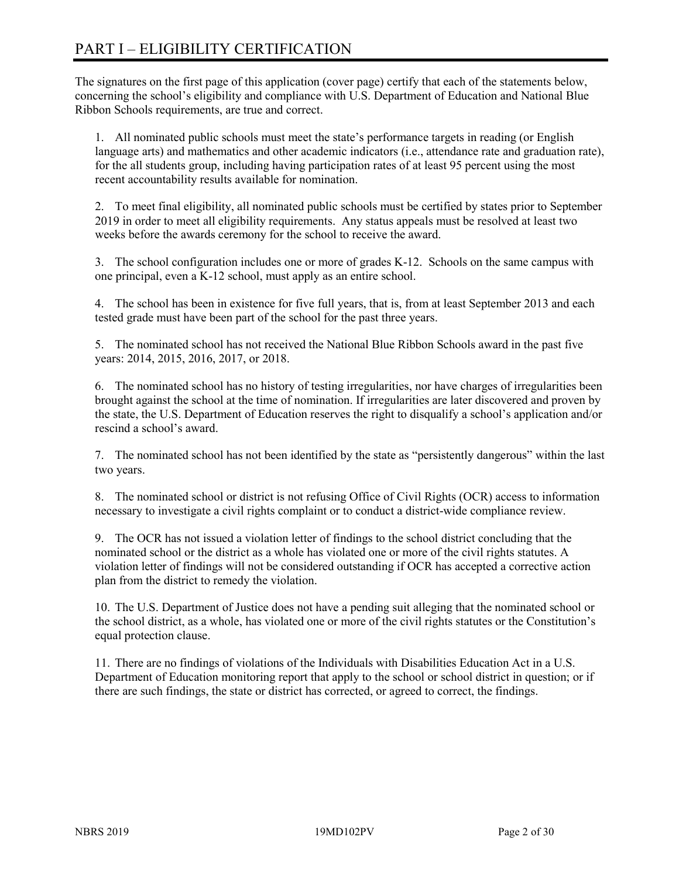# PART I – ELIGIBILITY CERTIFICATION

The signatures on the first page of this application (cover page) certify that each of the statements below, concerning the school's eligibility and compliance with U.S. Department of Education and National Blue Ribbon Schools requirements, are true and correct.

1. All nominated public schools must meet the state's performance targets in reading (or English language arts) and mathematics and other academic indicators (i.e., attendance rate and graduation rate), for the all students group, including having participation rates of at least 95 percent using the most recent accountability results available for nomination.

2. To meet final eligibility, all nominated public schools must be certified by states prior to September 2019 in order to meet all eligibility requirements. Any status appeals must be resolved at least two weeks before the awards ceremony for the school to receive the award.

3. The school configuration includes one or more of grades K-12. Schools on the same campus with one principal, even a K-12 school, must apply as an entire school.

4. The school has been in existence for five full years, that is, from at least September 2013 and each tested grade must have been part of the school for the past three years.

5. The nominated school has not received the National Blue Ribbon Schools award in the past five years: 2014, 2015, 2016, 2017, or 2018.

6. The nominated school has no history of testing irregularities, nor have charges of irregularities been brought against the school at the time of nomination. If irregularities are later discovered and proven by the state, the U.S. Department of Education reserves the right to disqualify a school's application and/or rescind a school's award.

7. The nominated school has not been identified by the state as "persistently dangerous" within the last two years.

8. The nominated school or district is not refusing Office of Civil Rights (OCR) access to information necessary to investigate a civil rights complaint or to conduct a district-wide compliance review.

9. The OCR has not issued a violation letter of findings to the school district concluding that the nominated school or the district as a whole has violated one or more of the civil rights statutes. A violation letter of findings will not be considered outstanding if OCR has accepted a corrective action plan from the district to remedy the violation.

10. The U.S. Department of Justice does not have a pending suit alleging that the nominated school or the school district, as a whole, has violated one or more of the civil rights statutes or the Constitution's equal protection clause.

11. There are no findings of violations of the Individuals with Disabilities Education Act in a U.S. Department of Education monitoring report that apply to the school or school district in question; or if there are such findings, the state or district has corrected, or agreed to correct, the findings.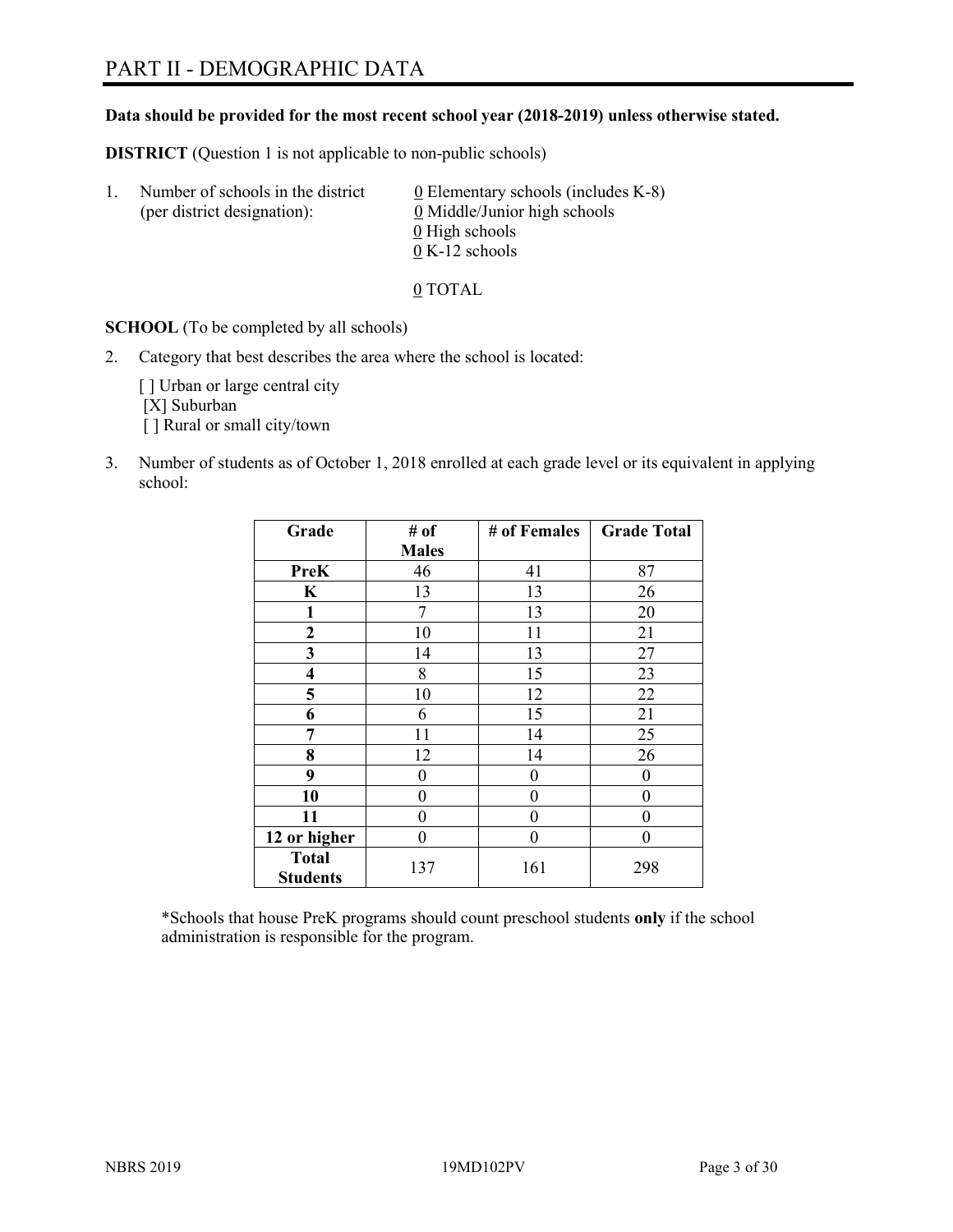# PART II - DEMOGRAPHIC DATA

**Data should be provided for the most recent school year (2018-2019) unless otherwise stated.**

**DISTRICT** (Question 1 is not applicable to non-public schools)

1. Number of schools in the district (per district designation):
   - 0 Elementary schools (includes K-8)
   - 0 Middle/Junior high schools
   - 0 High schools
   - 0 K-12 schools

   0 TOTAL

**SCHOOL** (To be completed by all schools)

2. Category that best describes the area where the school is located:

   [ ] Urban or large central city
   [X] Suburban
   [ ] Rural or small city/town

3. Number of students as of October 1, 2018 enrolled at each grade level or its equivalent in applying school:

| Grade | # of Males | # of Females | Grade Total |
|---|---|---|---|
| **PreK** | 46 | 41 | 87 |
| **K** | 13 | 13 | 26 |
| **1** | 7 | 13 | 20 |
| **2** | 10 | 11 | 21 |
| **3** | 14 | 13 | 27 |
| **4** | 8 | 15 | 23 |
| **5** | 10 | 12 | 22 |
| **6** | 6 | 15 | 21 |
| **7** | 11 | 14 | 25 |
| **8** | 12 | 14 | 26 |
| **9** | 0 | 0 | 0 |
| **10** | 0 | 0 | 0 |
| **11** | 0 | 0 | 0 |
| **12 or higher** | 0 | 0 | 0 |
| **Total Students** | 137 | 161 | 298 |

*Schools that house PreK programs should count preschool students **only** if the school administration is responsible for the program.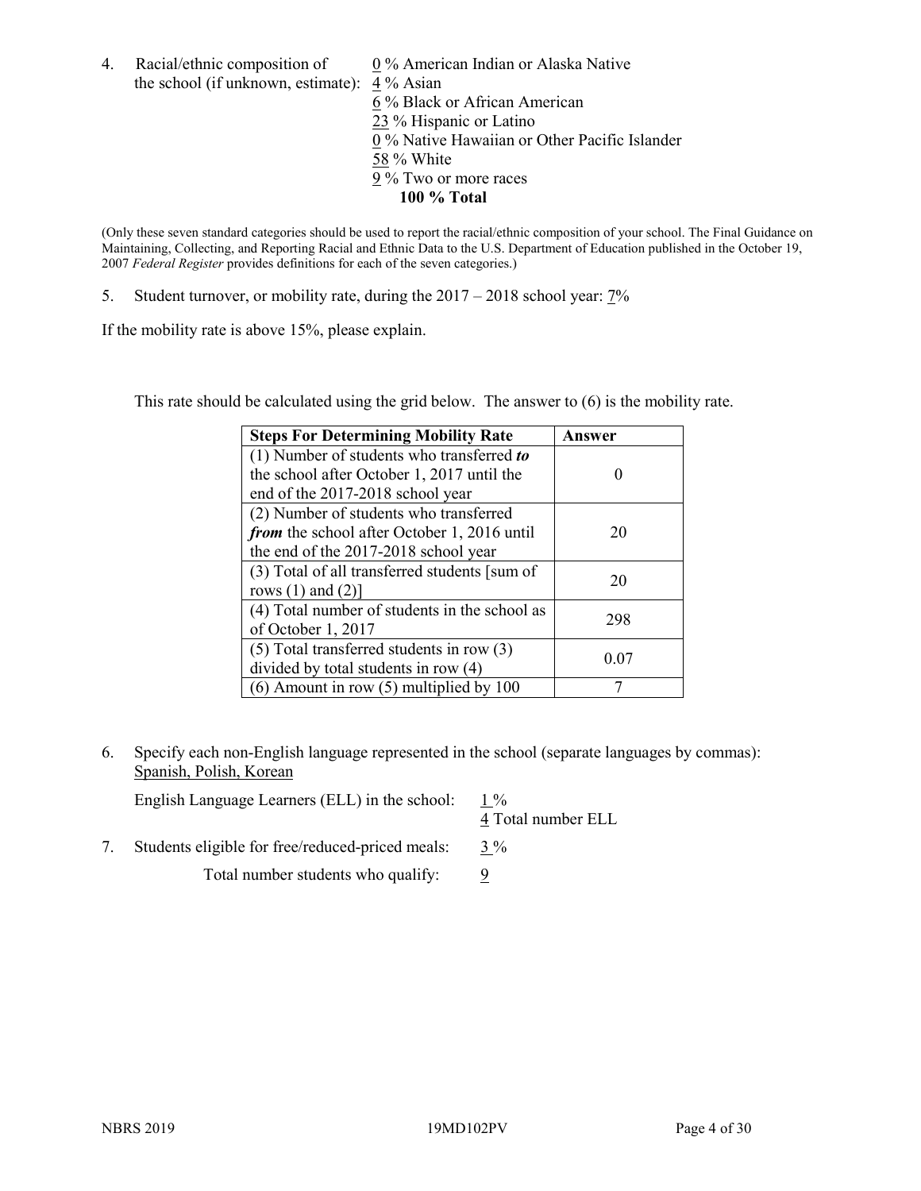4. Racial/ethnic composition of the school (if unknown, estimate):

   0 % American Indian or Alaska Native
   4 % Asian
   6 % Black or African American
   23 % Hispanic or Latino
   0 % Native Hawaiian or Other Pacific Islander
   58 % White
   9 % Two or more races
   **100 % Total**

(Only these seven standard categories should be used to report the racial/ethnic composition of your school. The Final Guidance on Maintaining, Collecting, and Reporting Racial and Ethnic Data to the U.S. Department of Education published in the October 19, 2007 *Federal Register* provides definitions for each of the seven categories.)

5. Student turnover, or mobility rate, during the 2017 – 2018 school year: 7%

If the mobility rate is above 15%, please explain.

This rate should be calculated using the grid below. The answer to (6) is the mobility rate.

| Steps For Determining Mobility Rate | Answer |
| --- | --- |
| (1) Number of students who transferred ***to*** the school after October 1, 2017 until the end of the 2017-2018 school year | 0 |
| (2) Number of students who transferred ***from*** the school after October 1, 2016 until the end of the 2017-2018 school year | 20 |
| (3) Total of all transferred students [sum of rows (1) and (2)] | 20 |
| (4) Total number of students in the school as of October 1, 2017 | 298 |
| (5) Total transferred students in row (3) divided by total students in row (4) | 0.07 |
| (6) Amount in row (5) multiplied by 100 | 7 |

6. Specify each non-English language represented in the school (separate languages by commas): Spanish, Polish, Korean

   English Language Learners (ELL) in the school: 1 %
   4 Total number ELL

7. Students eligible for free/reduced-priced meals: 3 %

   Total number students who qualify: 9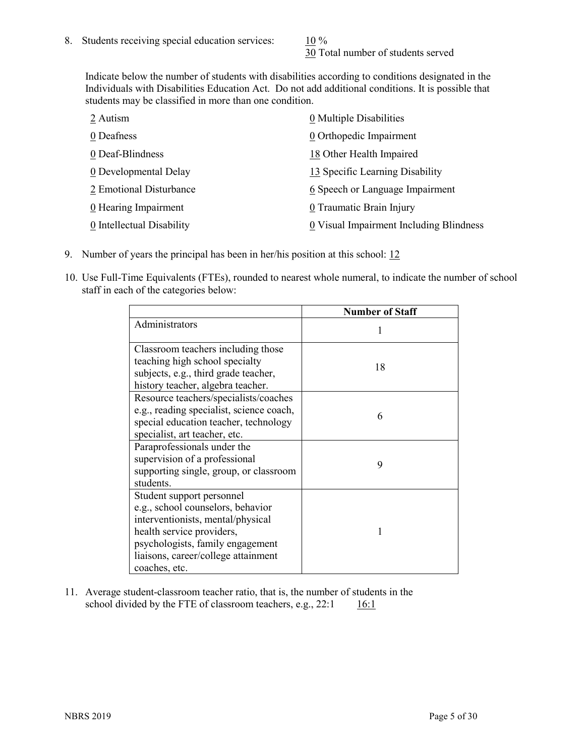8. Students receiving special education services: 10 %
   30 Total number of students served

   Indicate below the number of students with disabilities according to conditions designated in the Individuals with Disabilities Education Act. Do not add additional conditions. It is possible that students may be classified in more than one condition.

| | |
|---|---|
| 2 Autism | 0 Multiple Disabilities |
| 0 Deafness | 0 Orthopedic Impairment |
| 0 Deaf-Blindness | 18 Other Health Impaired |
| 0 Developmental Delay | 13 Specific Learning Disability |
| 2 Emotional Disturbance | 6 Speech or Language Impairment |
| 0 Hearing Impairment | 0 Traumatic Brain Injury |
| 0 Intellectual Disability | 0 Visual Impairment Including Blindness |

9. Number of years the principal has been in her/his position at this school: 12

10. Use Full-Time Equivalents (FTEs), rounded to nearest whole numeral, to indicate the number of school staff in each of the categories below:

| | Number of Staff |
|---|---|
| Administrators | 1 |
| Classroom teachers including those teaching high school specialty subjects, e.g., third grade teacher, history teacher, algebra teacher. | 18 |
| Resource teachers/specialists/coaches e.g., reading specialist, science coach, special education teacher, technology specialist, art teacher, etc. | 6 |
| Paraprofessionals under the supervision of a professional supporting single, group, or classroom students. | 9 |
| Student support personnel e.g., school counselors, behavior interventionists, mental/physical health service providers, psychologists, family engagement liaisons, career/college attainment coaches, etc. | 1 |

11. Average student-classroom teacher ratio, that is, the number of students in the school divided by the FTE of classroom teachers, e.g., 22:1 16:1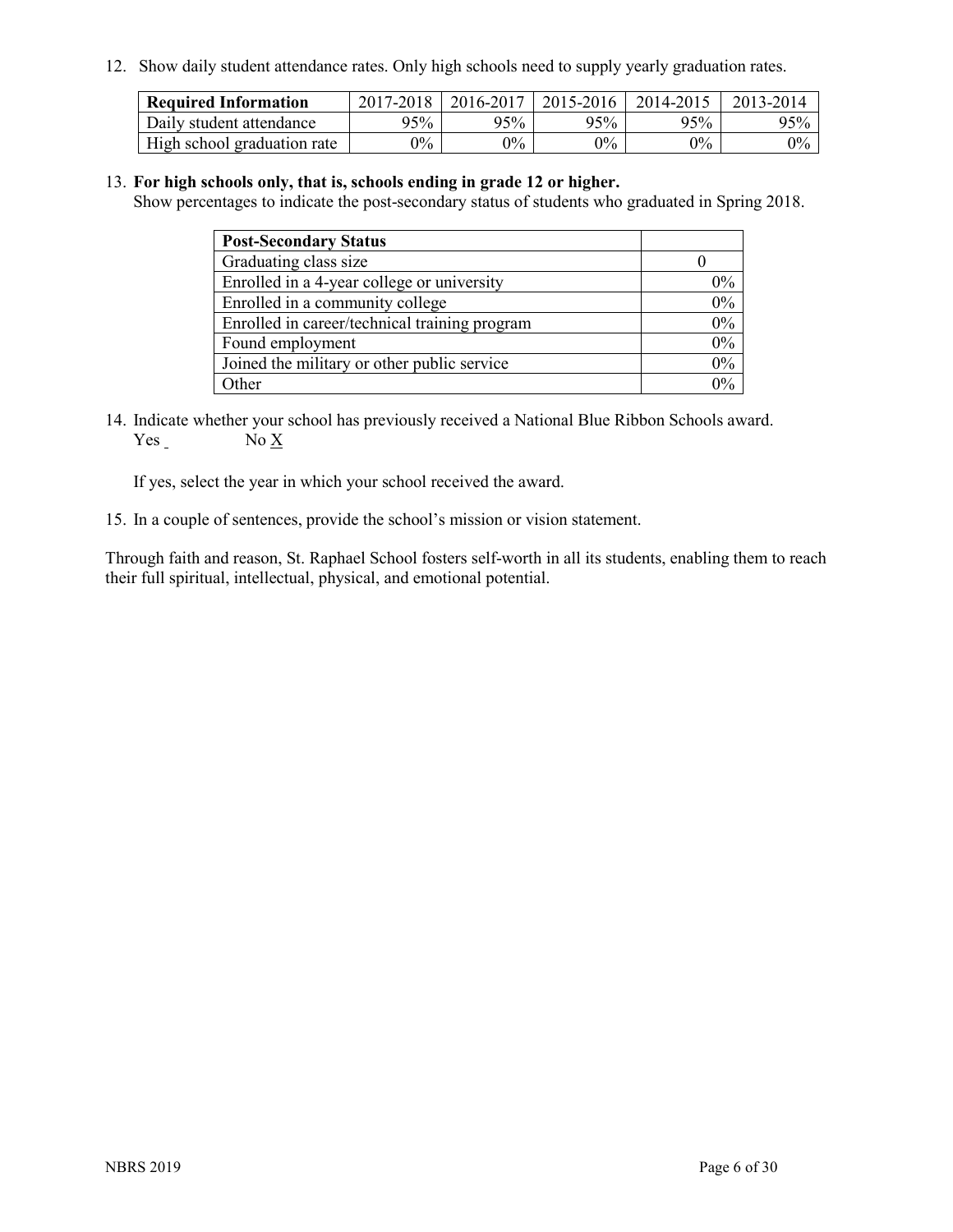12. Show daily student attendance rates. Only high schools need to supply yearly graduation rates.

| Required Information | 2017-2018 | 2016-2017 | 2015-2016 | 2014-2015 | 2013-2014 |
|---|---|---|---|---|---|
| Daily student attendance | 95% | 95% | 95% | 95% | 95% |
| High school graduation rate | 0% | 0% | 0% | 0% | 0% |

13. **For high schools only, that is, schools ending in grade 12 or higher.**
Show percentages to indicate the post-secondary status of students who graduated in Spring 2018.

| Post-Secondary Status | |
|---|---|
| Graduating class size | 0 |
| Enrolled in a 4-year college or university | 0% |
| Enrolled in a community college | 0% |
| Enrolled in career/technical training program | 0% |
| Found employment | 0% |
| Joined the military or other public service | 0% |
| Other | 0% |

14. Indicate whether your school has previously received a National Blue Ribbon Schools award.
Yes No X

If yes, select the year in which your school received the award.

15. In a couple of sentences, provide the school's mission or vision statement.

Through faith and reason, St. Raphael School fosters self-worth in all its students, enabling them to reach their full spiritual, intellectual, physical, and emotional potential.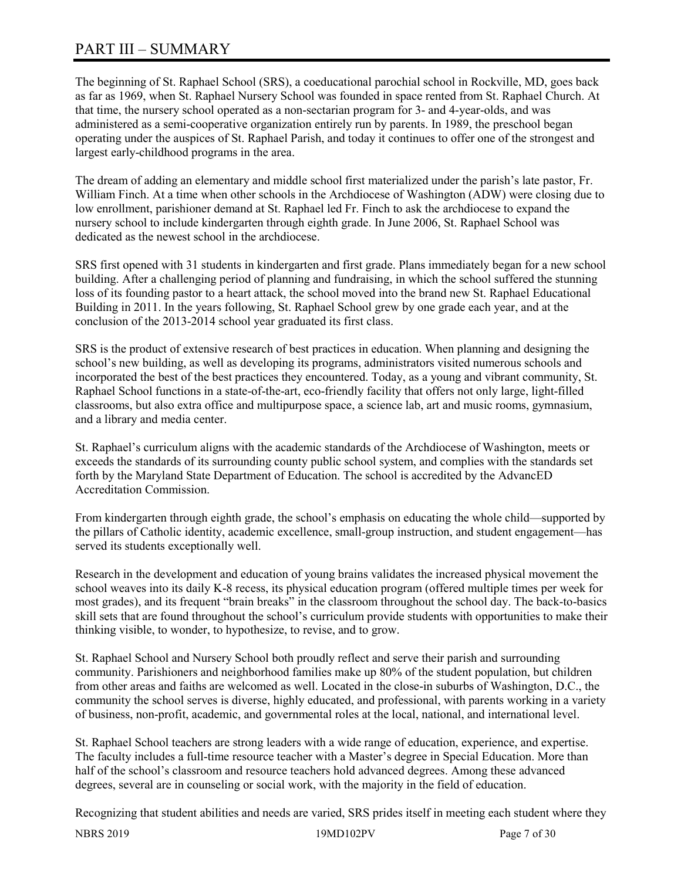# PART III – SUMMARY

The beginning of St. Raphael School (SRS), a coeducational parochial school in Rockville, MD, goes back as far as 1969, when St. Raphael Nursery School was founded in space rented from St. Raphael Church. At that time, the nursery school operated as a non-sectarian program for 3- and 4-year-olds, and was administered as a semi-cooperative organization entirely run by parents. In 1989, the preschool began operating under the auspices of St. Raphael Parish, and today it continues to offer one of the strongest and largest early-childhood programs in the area.

The dream of adding an elementary and middle school first materialized under the parish's late pastor, Fr. William Finch. At a time when other schools in the Archdiocese of Washington (ADW) were closing due to low enrollment, parishioner demand at St. Raphael led Fr. Finch to ask the archdiocese to expand the nursery school to include kindergarten through eighth grade. In June 2006, St. Raphael School was dedicated as the newest school in the archdiocese.

SRS first opened with 31 students in kindergarten and first grade. Plans immediately began for a new school building. After a challenging period of planning and fundraising, in which the school suffered the stunning loss of its founding pastor to a heart attack, the school moved into the brand new St. Raphael Educational Building in 2011. In the years following, St. Raphael School grew by one grade each year, and at the conclusion of the 2013-2014 school year graduated its first class.

SRS is the product of extensive research of best practices in education. When planning and designing the school's new building, as well as developing its programs, administrators visited numerous schools and incorporated the best of the best practices they encountered. Today, as a young and vibrant community, St. Raphael School functions in a state-of-the-art, eco-friendly facility that offers not only large, light-filled classrooms, but also extra office and multipurpose space, a science lab, art and music rooms, gymnasium, and a library and media center.

St. Raphael's curriculum aligns with the academic standards of the Archdiocese of Washington, meets or exceeds the standards of its surrounding county public school system, and complies with the standards set forth by the Maryland State Department of Education. The school is accredited by the AdvancED Accreditation Commission.

From kindergarten through eighth grade, the school's emphasis on educating the whole child—supported by the pillars of Catholic identity, academic excellence, small-group instruction, and student engagement—has served its students exceptionally well.

Research in the development and education of young brains validates the increased physical movement the school weaves into its daily K-8 recess, its physical education program (offered multiple times per week for most grades), and its frequent "brain breaks" in the classroom throughout the school day. The back-to-basics skill sets that are found throughout the school's curriculum provide students with opportunities to make their thinking visible, to wonder, to hypothesize, to revise, and to grow.

St. Raphael School and Nursery School both proudly reflect and serve their parish and surrounding community. Parishioners and neighborhood families make up 80% of the student population, but children from other areas and faiths are welcomed as well. Located in the close-in suburbs of Washington, D.C., the community the school serves is diverse, highly educated, and professional, with parents working in a variety of business, non-profit, academic, and governmental roles at the local, national, and international level.

St. Raphael School teachers are strong leaders with a wide range of education, experience, and expertise. The faculty includes a full-time resource teacher with a Master's degree in Special Education. More than half of the school's classroom and resource teachers hold advanced degrees. Among these advanced degrees, several are in counseling or social work, with the majority in the field of education.

Recognizing that student abilities and needs are varied, SRS prides itself in meeting each student where they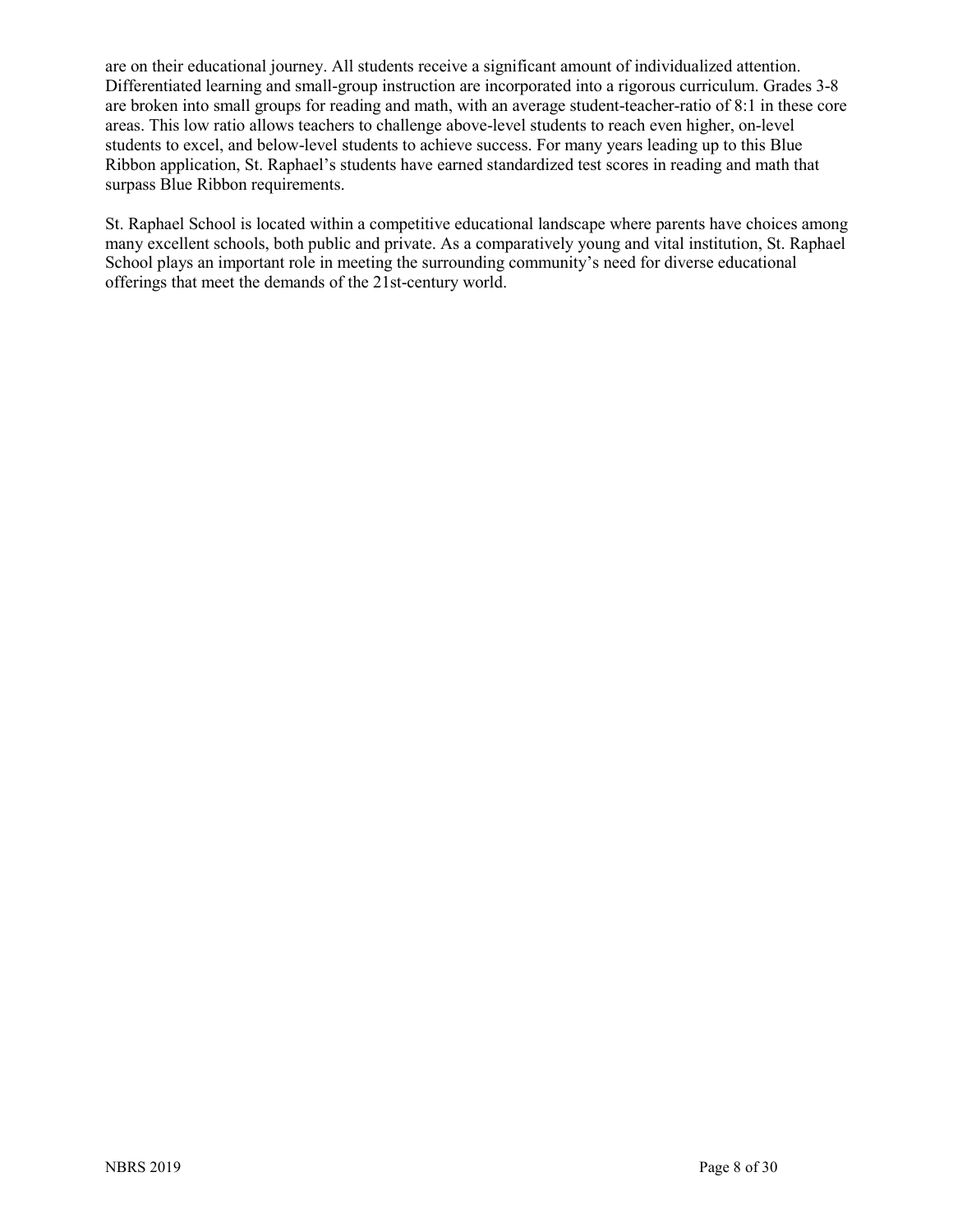are on their educational journey. All students receive a significant amount of individualized attention. Differentiated learning and small-group instruction are incorporated into a rigorous curriculum. Grades 3-8 are broken into small groups for reading and math, with an average student-teacher-ratio of 8:1 in these core areas. This low ratio allows teachers to challenge above-level students to reach even higher, on-level students to excel, and below-level students to achieve success. For many years leading up to this Blue Ribbon application, St. Raphael's students have earned standardized test scores in reading and math that surpass Blue Ribbon requirements.

St. Raphael School is located within a competitive educational landscape where parents have choices among many excellent schools, both public and private. As a comparatively young and vital institution, St. Raphael School plays an important role in meeting the surrounding community's need for diverse educational offerings that meet the demands of the 21st-century world.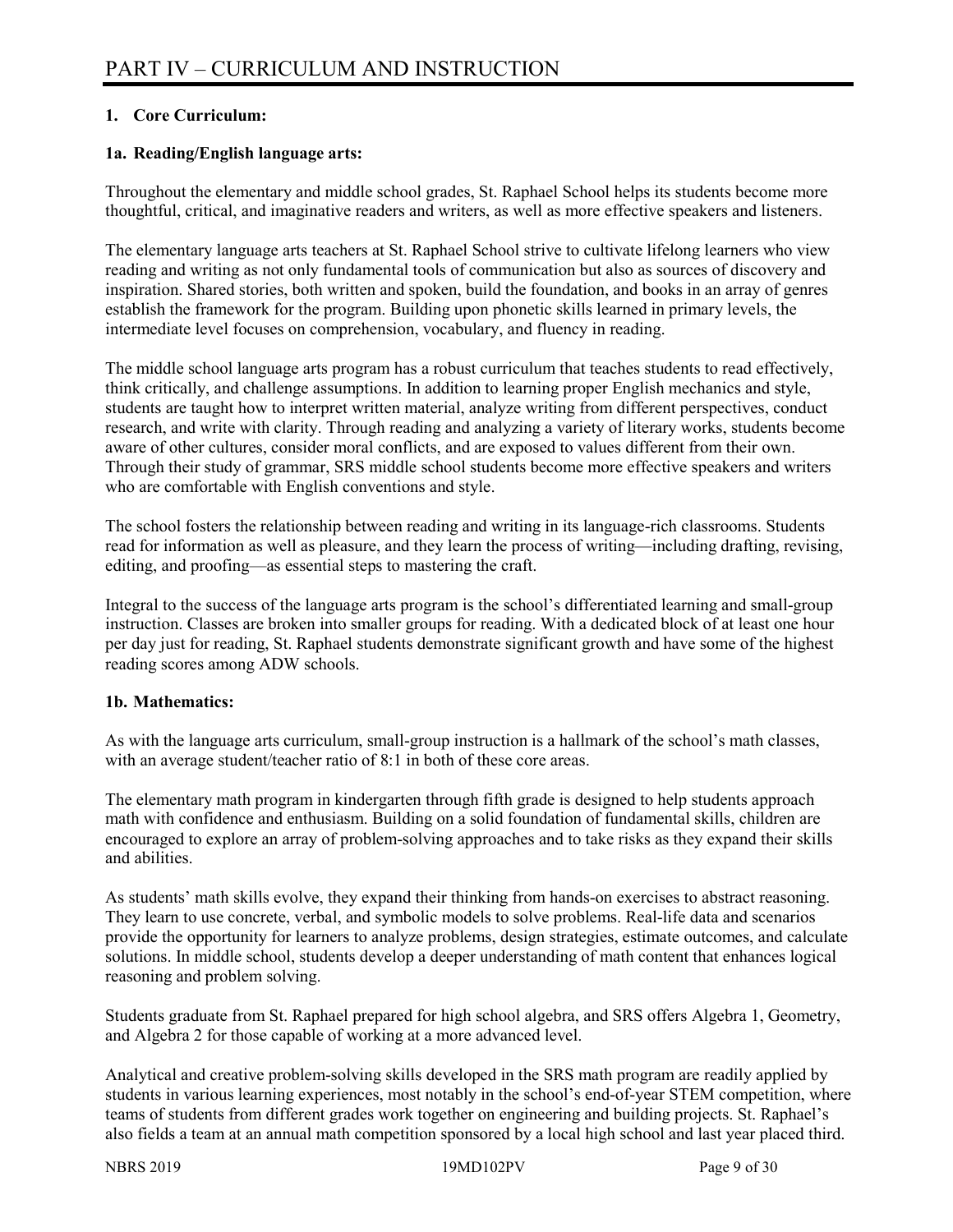# PART IV – CURRICULUM AND INSTRUCTION

**1. Core Curriculum:**

**1a. Reading/English language arts:**

Throughout the elementary and middle school grades, St. Raphael School helps its students become more thoughtful, critical, and imaginative readers and writers, as well as more effective speakers and listeners.

The elementary language arts teachers at St. Raphael School strive to cultivate lifelong learners who view reading and writing as not only fundamental tools of communication but also as sources of discovery and inspiration. Shared stories, both written and spoken, build the foundation, and books in an array of genres establish the framework for the program. Building upon phonetic skills learned in primary levels, the intermediate level focuses on comprehension, vocabulary, and fluency in reading.

The middle school language arts program has a robust curriculum that teaches students to read effectively, think critically, and challenge assumptions. In addition to learning proper English mechanics and style, students are taught how to interpret written material, analyze writing from different perspectives, conduct research, and write with clarity. Through reading and analyzing a variety of literary works, students become aware of other cultures, consider moral conflicts, and are exposed to values different from their own. Through their study of grammar, SRS middle school students become more effective speakers and writers who are comfortable with English conventions and style.

The school fosters the relationship between reading and writing in its language-rich classrooms. Students read for information as well as pleasure, and they learn the process of writing—including drafting, revising, editing, and proofing—as essential steps to mastering the craft.

Integral to the success of the language arts program is the school's differentiated learning and small-group instruction. Classes are broken into smaller groups for reading. With a dedicated block of at least one hour per day just for reading, St. Raphael students demonstrate significant growth and have some of the highest reading scores among ADW schools.

**1b. Mathematics:**

As with the language arts curriculum, small-group instruction is a hallmark of the school's math classes, with an average student/teacher ratio of 8:1 in both of these core areas.

The elementary math program in kindergarten through fifth grade is designed to help students approach math with confidence and enthusiasm. Building on a solid foundation of fundamental skills, children are encouraged to explore an array of problem-solving approaches and to take risks as they expand their skills and abilities.

As students' math skills evolve, they expand their thinking from hands-on exercises to abstract reasoning. They learn to use concrete, verbal, and symbolic models to solve problems. Real-life data and scenarios provide the opportunity for learners to analyze problems, design strategies, estimate outcomes, and calculate solutions. In middle school, students develop a deeper understanding of math content that enhances logical reasoning and problem solving.

Students graduate from St. Raphael prepared for high school algebra, and SRS offers Algebra 1, Geometry, and Algebra 2 for those capable of working at a more advanced level.

Analytical and creative problem-solving skills developed in the SRS math program are readily applied by students in various learning experiences, most notably in the school's end-of-year STEM competition, where teams of students from different grades work together on engineering and building projects. St. Raphael's also fields a team at an annual math competition sponsored by a local high school and last year placed third.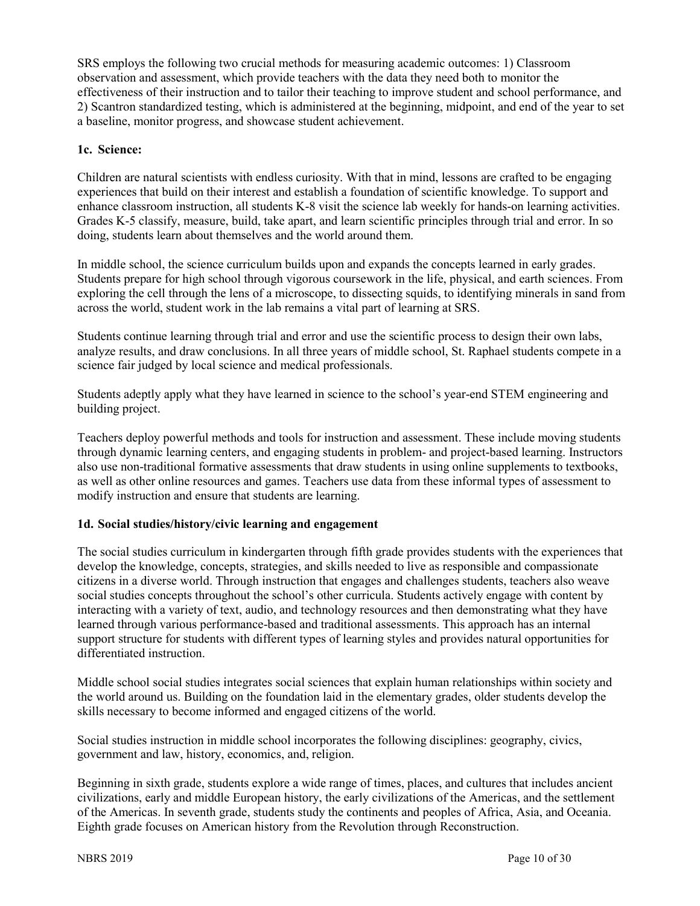SRS employs the following two crucial methods for measuring academic outcomes: 1) Classroom observation and assessment, which provide teachers with the data they need both to monitor the effectiveness of their instruction and to tailor their teaching to improve student and school performance, and 2) Scantron standardized testing, which is administered at the beginning, midpoint, and end of the year to set a baseline, monitor progress, and showcase student achievement.

**1c. Science:**

Children are natural scientists with endless curiosity. With that in mind, lessons are crafted to be engaging experiences that build on their interest and establish a foundation of scientific knowledge. To support and enhance classroom instruction, all students K-8 visit the science lab weekly for hands-on learning activities. Grades K-5 classify, measure, build, take apart, and learn scientific principles through trial and error. In so doing, students learn about themselves and the world around them.

In middle school, the science curriculum builds upon and expands the concepts learned in early grades. Students prepare for high school through vigorous coursework in the life, physical, and earth sciences. From exploring the cell through the lens of a microscope, to dissecting squids, to identifying minerals in sand from across the world, student work in the lab remains a vital part of learning at SRS.

Students continue learning through trial and error and use the scientific process to design their own labs, analyze results, and draw conclusions. In all three years of middle school, St. Raphael students compete in a science fair judged by local science and medical professionals.

Students adeptly apply what they have learned in science to the school's year-end STEM engineering and building project.

Teachers deploy powerful methods and tools for instruction and assessment. These include moving students through dynamic learning centers, and engaging students in problem- and project-based learning. Instructors also use non-traditional formative assessments that draw students in using online supplements to textbooks, as well as other online resources and games. Teachers use data from these informal types of assessment to modify instruction and ensure that students are learning.

**1d. Social studies/history/civic learning and engagement**

The social studies curriculum in kindergarten through fifth grade provides students with the experiences that develop the knowledge, concepts, strategies, and skills needed to live as responsible and compassionate citizens in a diverse world. Through instruction that engages and challenges students, teachers also weave social studies concepts throughout the school's other curricula. Students actively engage with content by interacting with a variety of text, audio, and technology resources and then demonstrating what they have learned through various performance-based and traditional assessments. This approach has an internal support structure for students with different types of learning styles and provides natural opportunities for differentiated instruction.

Middle school social studies integrates social sciences that explain human relationships within society and the world around us. Building on the foundation laid in the elementary grades, older students develop the skills necessary to become informed and engaged citizens of the world.

Social studies instruction in middle school incorporates the following disciplines: geography, civics, government and law, history, economics, and, religion.

Beginning in sixth grade, students explore a wide range of times, places, and cultures that includes ancient civilizations, early and middle European history, the early civilizations of the Americas, and the settlement of the Americas. In seventh grade, students study the continents and peoples of Africa, Asia, and Oceania. Eighth grade focuses on American history from the Revolution through Reconstruction.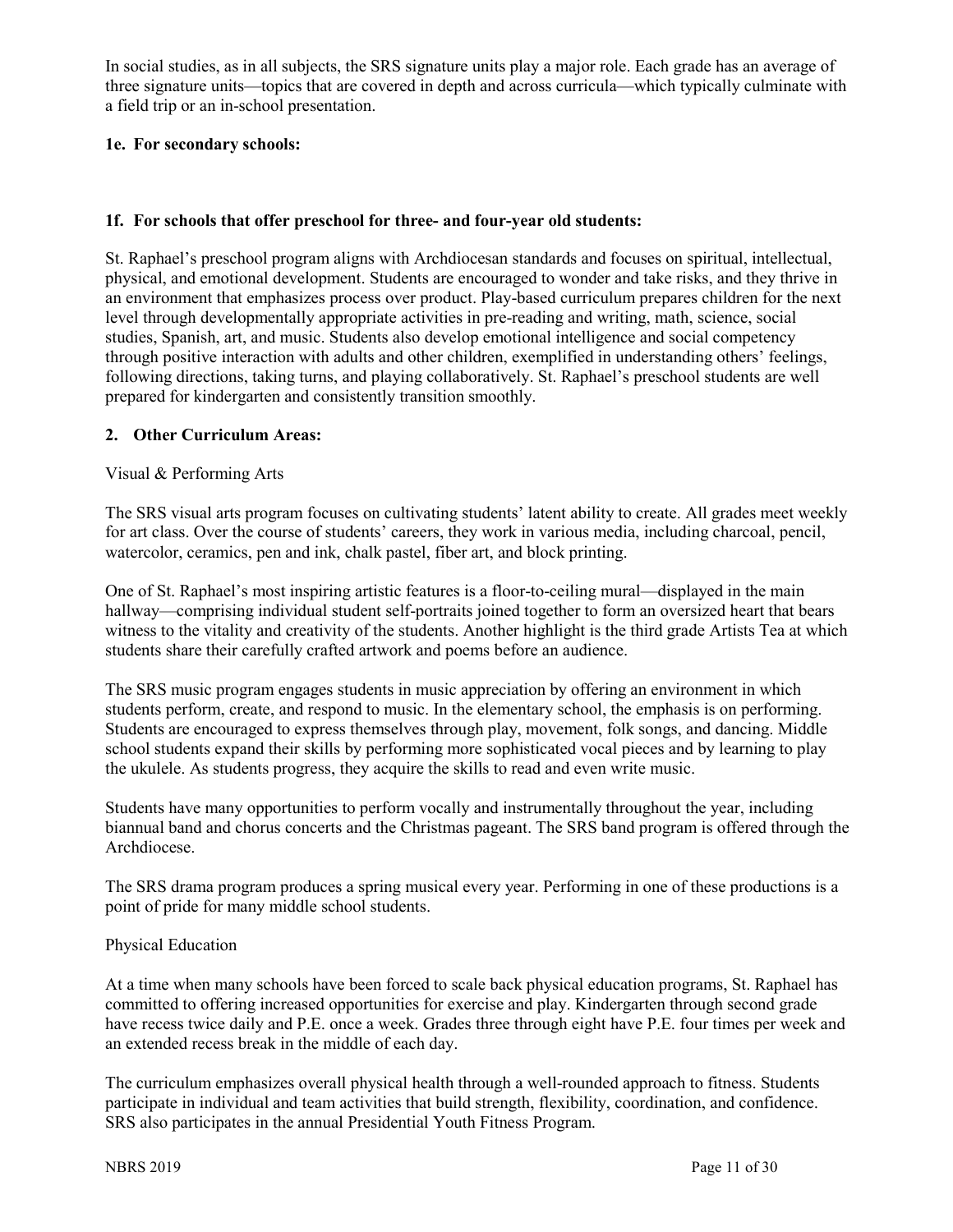In social studies, as in all subjects, the SRS signature units play a major role. Each grade has an average of three signature units—topics that are covered in depth and across curricula—which typically culminate with a field trip or an in-school presentation.

**1e. For secondary schools:**

**1f. For schools that offer preschool for three- and four-year old students:**

St. Raphael's preschool program aligns with Archdiocesan standards and focuses on spiritual, intellectual, physical, and emotional development. Students are encouraged to wonder and take risks, and they thrive in an environment that emphasizes process over product. Play-based curriculum prepares children for the next level through developmentally appropriate activities in pre-reading and writing, math, science, social studies, Spanish, art, and music. Students also develop emotional intelligence and social competency through positive interaction with adults and other children, exemplified in understanding others' feelings, following directions, taking turns, and playing collaboratively. St. Raphael's preschool students are well prepared for kindergarten and consistently transition smoothly.

**2. Other Curriculum Areas:**

Visual & Performing Arts

The SRS visual arts program focuses on cultivating students' latent ability to create. All grades meet weekly for art class. Over the course of students' careers, they work in various media, including charcoal, pencil, watercolor, ceramics, pen and ink, chalk pastel, fiber art, and block printing.

One of St. Raphael's most inspiring artistic features is a floor-to-ceiling mural—displayed in the main hallway—comprising individual student self-portraits joined together to form an oversized heart that bears witness to the vitality and creativity of the students. Another highlight is the third grade Artists Tea at which students share their carefully crafted artwork and poems before an audience.

The SRS music program engages students in music appreciation by offering an environment in which students perform, create, and respond to music. In the elementary school, the emphasis is on performing. Students are encouraged to express themselves through play, movement, folk songs, and dancing. Middle school students expand their skills by performing more sophisticated vocal pieces and by learning to play the ukulele. As students progress, they acquire the skills to read and even write music.

Students have many opportunities to perform vocally and instrumentally throughout the year, including biannual band and chorus concerts and the Christmas pageant. The SRS band program is offered through the Archdiocese.

The SRS drama program produces a spring musical every year. Performing in one of these productions is a point of pride for many middle school students.

Physical Education

At a time when many schools have been forced to scale back physical education programs, St. Raphael has committed to offering increased opportunities for exercise and play. Kindergarten through second grade have recess twice daily and P.E. once a week. Grades three through eight have P.E. four times per week and an extended recess break in the middle of each day.

The curriculum emphasizes overall physical health through a well-rounded approach to fitness. Students participate in individual and team activities that build strength, flexibility, coordination, and confidence. SRS also participates in the annual Presidential Youth Fitness Program.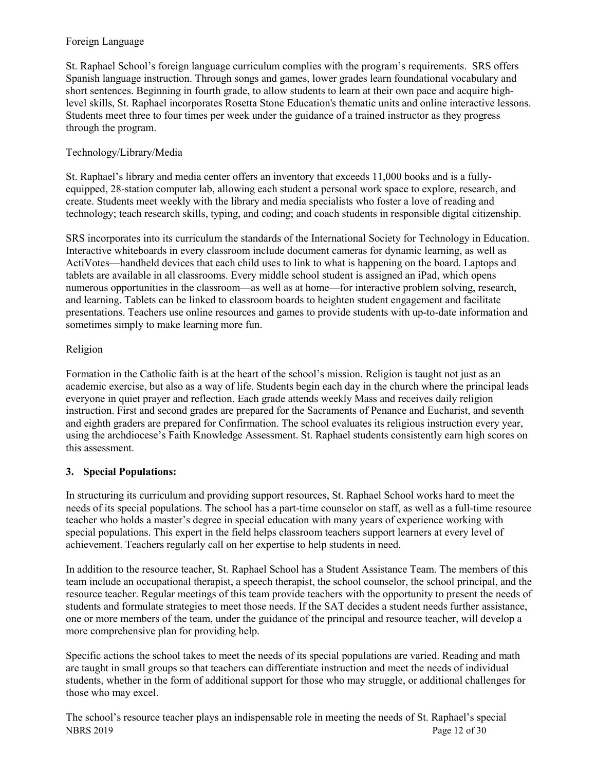Foreign Language

St. Raphael School's foreign language curriculum complies with the program's requirements. SRS offers Spanish language instruction. Through songs and games, lower grades learn foundational vocabulary and short sentences. Beginning in fourth grade, to allow students to learn at their own pace and acquire high-level skills, St. Raphael incorporates Rosetta Stone Education's thematic units and online interactive lessons. Students meet three to four times per week under the guidance of a trained instructor as they progress through the program.

Technology/Library/Media

St. Raphael's library and media center offers an inventory that exceeds 11,000 books and is a fully-equipped, 28-station computer lab, allowing each student a personal work space to explore, research, and create. Students meet weekly with the library and media specialists who foster a love of reading and technology; teach research skills, typing, and coding; and coach students in responsible digital citizenship.

SRS incorporates into its curriculum the standards of the International Society for Technology in Education. Interactive whiteboards in every classroom include document cameras for dynamic learning, as well as ActiVotes—handheld devices that each child uses to link to what is happening on the board. Laptops and tablets are available in all classrooms. Every middle school student is assigned an iPad, which opens numerous opportunities in the classroom—as well as at home—for interactive problem solving, research, and learning. Tablets can be linked to classroom boards to heighten student engagement and facilitate presentations. Teachers use online resources and games to provide students with up-to-date information and sometimes simply to make learning more fun.

Religion

Formation in the Catholic faith is at the heart of the school's mission. Religion is taught not just as an academic exercise, but also as a way of life. Students begin each day in the church where the principal leads everyone in quiet prayer and reflection. Each grade attends weekly Mass and receives daily religion instruction. First and second grades are prepared for the Sacraments of Penance and Eucharist, and seventh and eighth graders are prepared for Confirmation. The school evaluates its religious instruction every year, using the archdiocese's Faith Knowledge Assessment. St. Raphael students consistently earn high scores on this assessment.

**3. Special Populations:**

In structuring its curriculum and providing support resources, St. Raphael School works hard to meet the needs of its special populations. The school has a part-time counselor on staff, as well as a full-time resource teacher who holds a master's degree in special education with many years of experience working with special populations. This expert in the field helps classroom teachers support learners at every level of achievement. Teachers regularly call on her expertise to help students in need.

In addition to the resource teacher, St. Raphael School has a Student Assistance Team. The members of this team include an occupational therapist, a speech therapist, the school counselor, the school principal, and the resource teacher. Regular meetings of this team provide teachers with the opportunity to present the needs of students and formulate strategies to meet those needs. If the SAT decides a student needs further assistance, one or more members of the team, under the guidance of the principal and resource teacher, will develop a more comprehensive plan for providing help.

Specific actions the school takes to meet the needs of its special populations are varied. Reading and math are taught in small groups so that teachers can differentiate instruction and meet the needs of individual students, whether in the form of additional support for those who may struggle, or additional challenges for those who may excel.

The school's resource teacher plays an indispensable role in meeting the needs of St. Raphael's special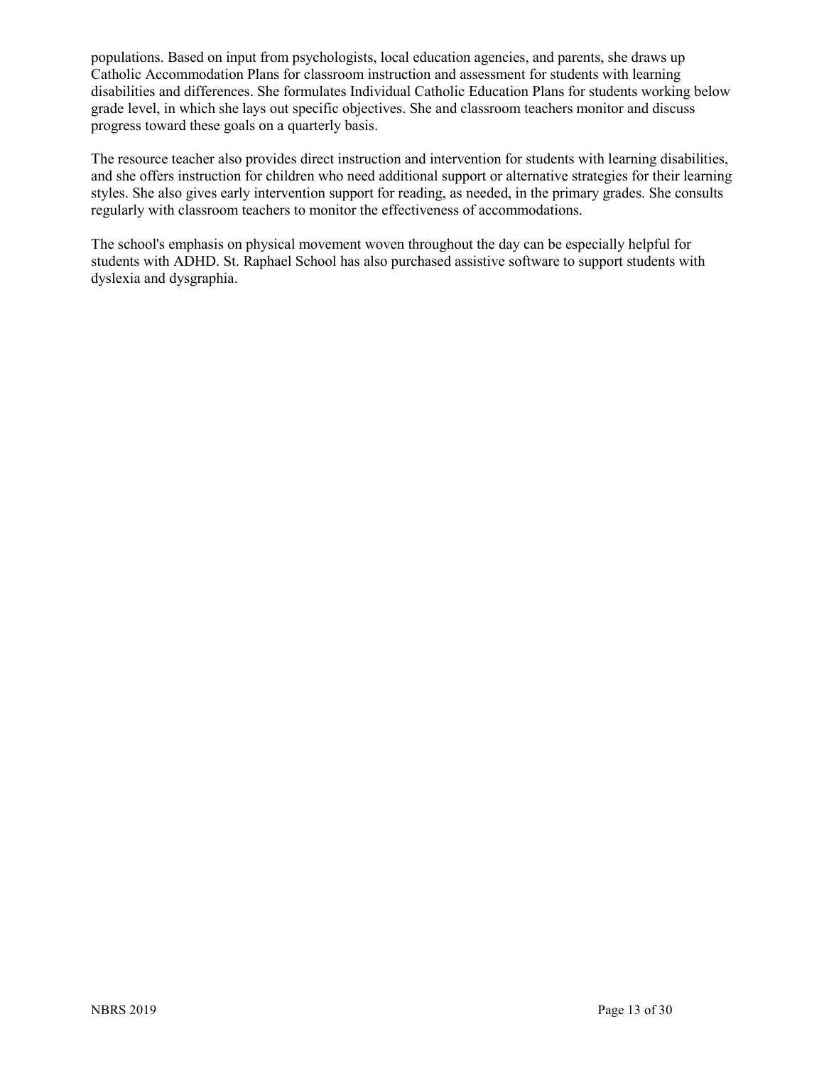populations. Based on input from psychologists, local education agencies, and parents, she draws up Catholic Accommodation Plans for classroom instruction and assessment for students with learning disabilities and differences. She formulates Individual Catholic Education Plans for students working below grade level, in which she lays out specific objectives. She and classroom teachers monitor and discuss progress toward these goals on a quarterly basis.

The resource teacher also provides direct instruction and intervention for students with learning disabilities, and she offers instruction for children who need additional support or alternative strategies for their learning styles. She also gives early intervention support for reading, as needed, in the primary grades. She consults regularly with classroom teachers to monitor the effectiveness of accommodations.

The school's emphasis on physical movement woven throughout the day can be especially helpful for students with ADHD. St. Raphael School has also purchased assistive software to support students with dyslexia and dysgraphia.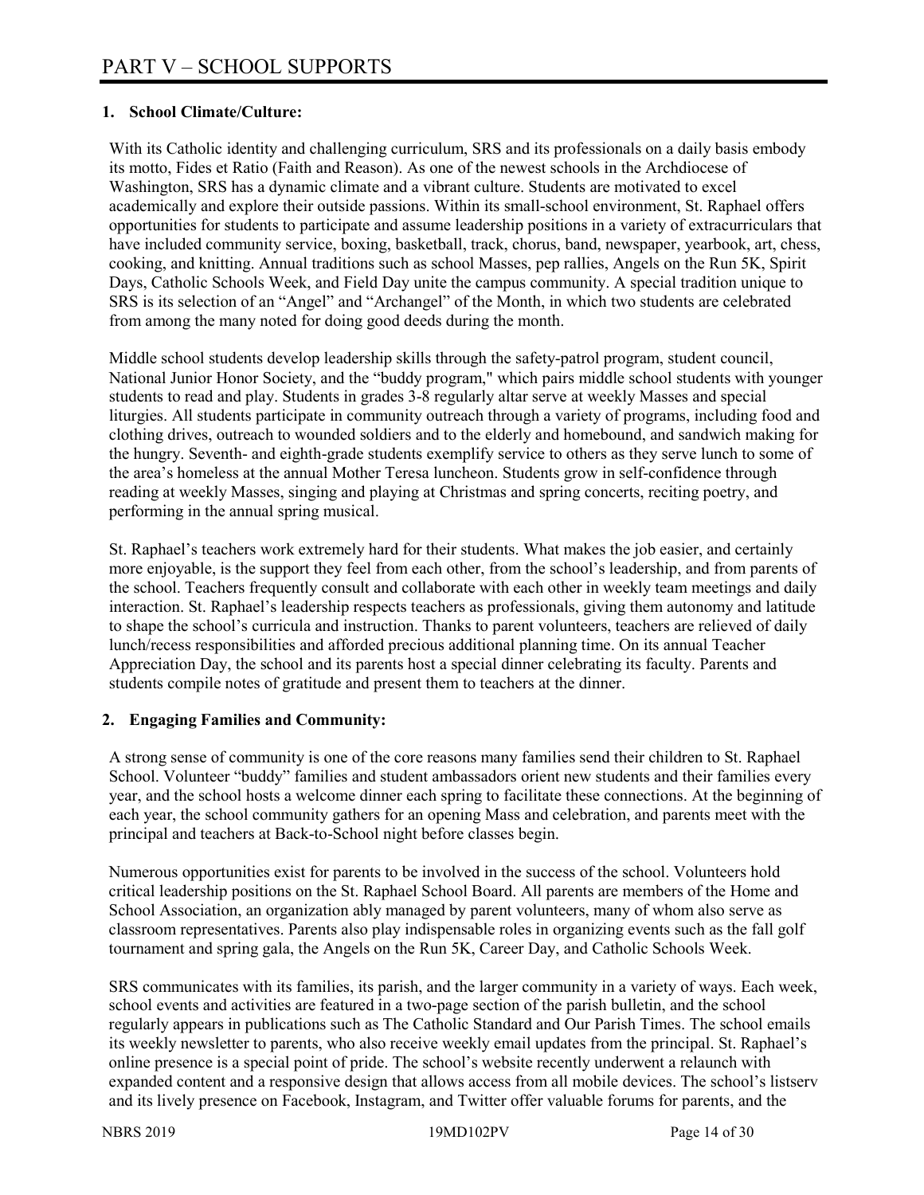# PART V – SCHOOL SUPPORTS

## 1. School Climate/Culture:

With its Catholic identity and challenging curriculum, SRS and its professionals on a daily basis embody its motto, Fides et Ratio (Faith and Reason). As one of the newest schools in the Archdiocese of Washington, SRS has a dynamic climate and a vibrant culture. Students are motivated to excel academically and explore their outside passions. Within its small-school environment, St. Raphael offers opportunities for students to participate and assume leadership positions in a variety of extracurriculars that have included community service, boxing, basketball, track, chorus, band, newspaper, yearbook, art, chess, cooking, and knitting. Annual traditions such as school Masses, pep rallies, Angels on the Run 5K, Spirit Days, Catholic Schools Week, and Field Day unite the campus community. A special tradition unique to SRS is its selection of an "Angel" and "Archangel" of the Month, in which two students are celebrated from among the many noted for doing good deeds during the month.

Middle school students develop leadership skills through the safety-patrol program, student council, National Junior Honor Society, and the "buddy program," which pairs middle school students with younger students to read and play. Students in grades 3-8 regularly altar serve at weekly Masses and special liturgies. All students participate in community outreach through a variety of programs, including food and clothing drives, outreach to wounded soldiers and to the elderly and homebound, and sandwich making for the hungry. Seventh- and eighth-grade students exemplify service to others as they serve lunch to some of the area's homeless at the annual Mother Teresa luncheon. Students grow in self-confidence through reading at weekly Masses, singing and playing at Christmas and spring concerts, reciting poetry, and performing in the annual spring musical.

St. Raphael's teachers work extremely hard for their students. What makes the job easier, and certainly more enjoyable, is the support they feel from each other, from the school's leadership, and from parents of the school. Teachers frequently consult and collaborate with each other in weekly team meetings and daily interaction. St. Raphael's leadership respects teachers as professionals, giving them autonomy and latitude to shape the school's curricula and instruction. Thanks to parent volunteers, teachers are relieved of daily lunch/recess responsibilities and afforded precious additional planning time. On its annual Teacher Appreciation Day, the school and its parents host a special dinner celebrating its faculty. Parents and students compile notes of gratitude and present them to teachers at the dinner.

## 2. Engaging Families and Community:

A strong sense of community is one of the core reasons many families send their children to St. Raphael School. Volunteer "buddy" families and student ambassadors orient new students and their families every year, and the school hosts a welcome dinner each spring to facilitate these connections. At the beginning of each year, the school community gathers for an opening Mass and celebration, and parents meet with the principal and teachers at Back-to-School night before classes begin.

Numerous opportunities exist for parents to be involved in the success of the school. Volunteers hold critical leadership positions on the St. Raphael School Board. All parents are members of the Home and School Association, an organization ably managed by parent volunteers, many of whom also serve as classroom representatives. Parents also play indispensable roles in organizing events such as the fall golf tournament and spring gala, the Angels on the Run 5K, Career Day, and Catholic Schools Week.

SRS communicates with its families, its parish, and the larger community in a variety of ways. Each week, school events and activities are featured in a two-page section of the parish bulletin, and the school regularly appears in publications such as The Catholic Standard and Our Parish Times. The school emails its weekly newsletter to parents, who also receive weekly email updates from the principal. St. Raphael's online presence is a special point of pride. The school's website recently underwent a relaunch with expanded content and a responsive design that allows access from all mobile devices. The school's listserv and its lively presence on Facebook, Instagram, and Twitter offer valuable forums for parents, and the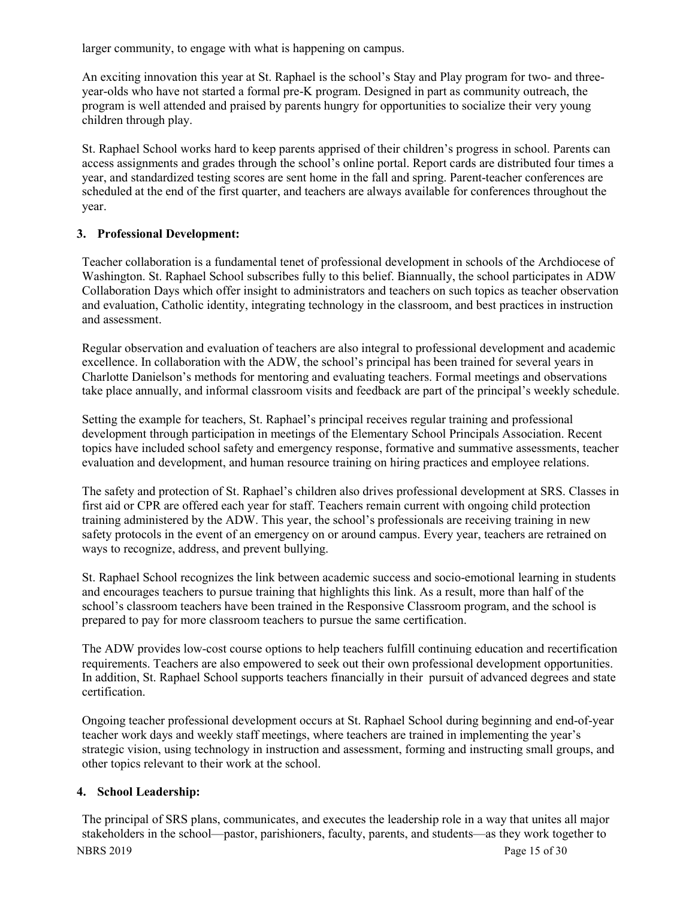larger community, to engage with what is happening on campus.

An exciting innovation this year at St. Raphael is the school's Stay and Play program for two- and three-year-olds who have not started a formal pre-K program. Designed in part as community outreach, the program is well attended and praised by parents hungry for opportunities to socialize their very young children through play.

St. Raphael School works hard to keep parents apprised of their children's progress in school. Parents can access assignments and grades through the school's online portal. Report cards are distributed four times a year, and standardized testing scores are sent home in the fall and spring. Parent-teacher conferences are scheduled at the end of the first quarter, and teachers are always available for conferences throughout the year.

### 3. Professional Development:

Teacher collaboration is a fundamental tenet of professional development in schools of the Archdiocese of Washington. St. Raphael School subscribes fully to this belief. Biannually, the school participates in ADW Collaboration Days which offer insight to administrators and teachers on such topics as teacher observation and evaluation, Catholic identity, integrating technology in the classroom, and best practices in instruction and assessment.

Regular observation and evaluation of teachers are also integral to professional development and academic excellence. In collaboration with the ADW, the school's principal has been trained for several years in Charlotte Danielson's methods for mentoring and evaluating teachers. Formal meetings and observations take place annually, and informal classroom visits and feedback are part of the principal's weekly schedule.

Setting the example for teachers, St. Raphael's principal receives regular training and professional development through participation in meetings of the Elementary School Principals Association. Recent topics have included school safety and emergency response, formative and summative assessments, teacher evaluation and development, and human resource training on hiring practices and employee relations.

The safety and protection of St. Raphael's children also drives professional development at SRS. Classes in first aid or CPR are offered each year for staff. Teachers remain current with ongoing child protection training administered by the ADW. This year, the school's professionals are receiving training in new safety protocols in the event of an emergency on or around campus. Every year, teachers are retrained on ways to recognize, address, and prevent bullying.

St. Raphael School recognizes the link between academic success and socio-emotional learning in students and encourages teachers to pursue training that highlights this link. As a result, more than half of the school's classroom teachers have been trained in the Responsive Classroom program, and the school is prepared to pay for more classroom teachers to pursue the same certification.

The ADW provides low-cost course options to help teachers fulfill continuing education and recertification requirements. Teachers are also empowered to seek out their own professional development opportunities. In addition, St. Raphael School supports teachers financially in their pursuit of advanced degrees and state certification.

Ongoing teacher professional development occurs at St. Raphael School during beginning and end-of-year teacher work days and weekly staff meetings, where teachers are trained in implementing the year's strategic vision, using technology in instruction and assessment, forming and instructing small groups, and other topics relevant to their work at the school.

### 4. School Leadership:

The principal of SRS plans, communicates, and executes the leadership role in a way that unites all major stakeholders in the school—pastor, parishioners, faculty, parents, and students—as they work together to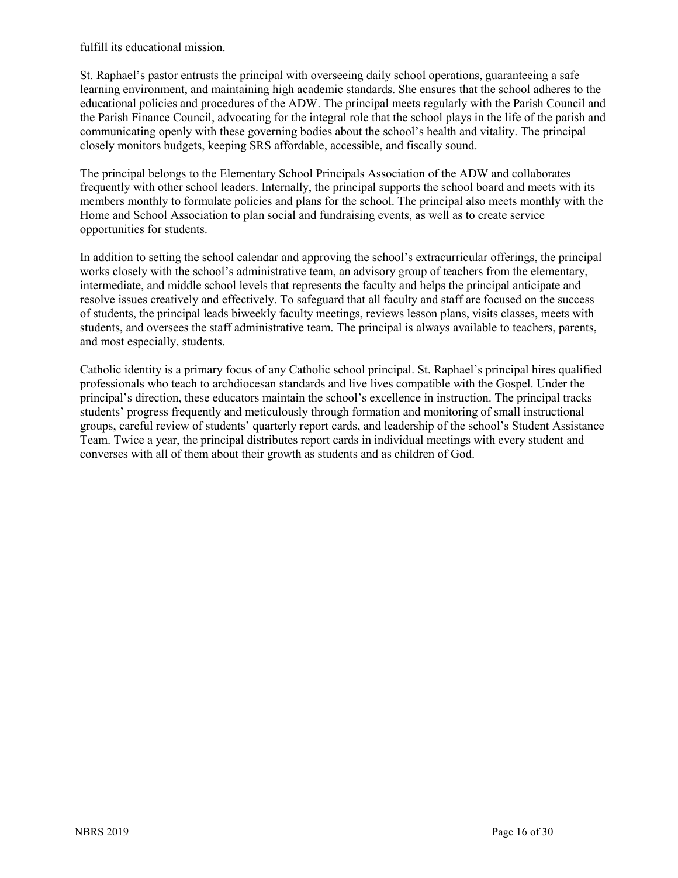fulfill its educational mission.

St. Raphael's pastor entrusts the principal with overseeing daily school operations, guaranteeing a safe learning environment, and maintaining high academic standards. She ensures that the school adheres to the educational policies and procedures of the ADW. The principal meets regularly with the Parish Council and the Parish Finance Council, advocating for the integral role that the school plays in the life of the parish and communicating openly with these governing bodies about the school's health and vitality. The principal closely monitors budgets, keeping SRS affordable, accessible, and fiscally sound.

The principal belongs to the Elementary School Principals Association of the ADW and collaborates frequently with other school leaders. Internally, the principal supports the school board and meets with its members monthly to formulate policies and plans for the school. The principal also meets monthly with the Home and School Association to plan social and fundraising events, as well as to create service opportunities for students.

In addition to setting the school calendar and approving the school's extracurricular offerings, the principal works closely with the school's administrative team, an advisory group of teachers from the elementary, intermediate, and middle school levels that represents the faculty and helps the principal anticipate and resolve issues creatively and effectively. To safeguard that all faculty and staff are focused on the success of students, the principal leads biweekly faculty meetings, reviews lesson plans, visits classes, meets with students, and oversees the staff administrative team. The principal is always available to teachers, parents, and most especially, students.

Catholic identity is a primary focus of any Catholic school principal. St. Raphael's principal hires qualified professionals who teach to archdiocesan standards and live lives compatible with the Gospel. Under the principal's direction, these educators maintain the school's excellence in instruction. The principal tracks students' progress frequently and meticulously through formation and monitoring of small instructional groups, careful review of students' quarterly report cards, and leadership of the school's Student Assistance Team. Twice a year, the principal distributes report cards in individual meetings with every student and converses with all of them about their growth as students and as children of God.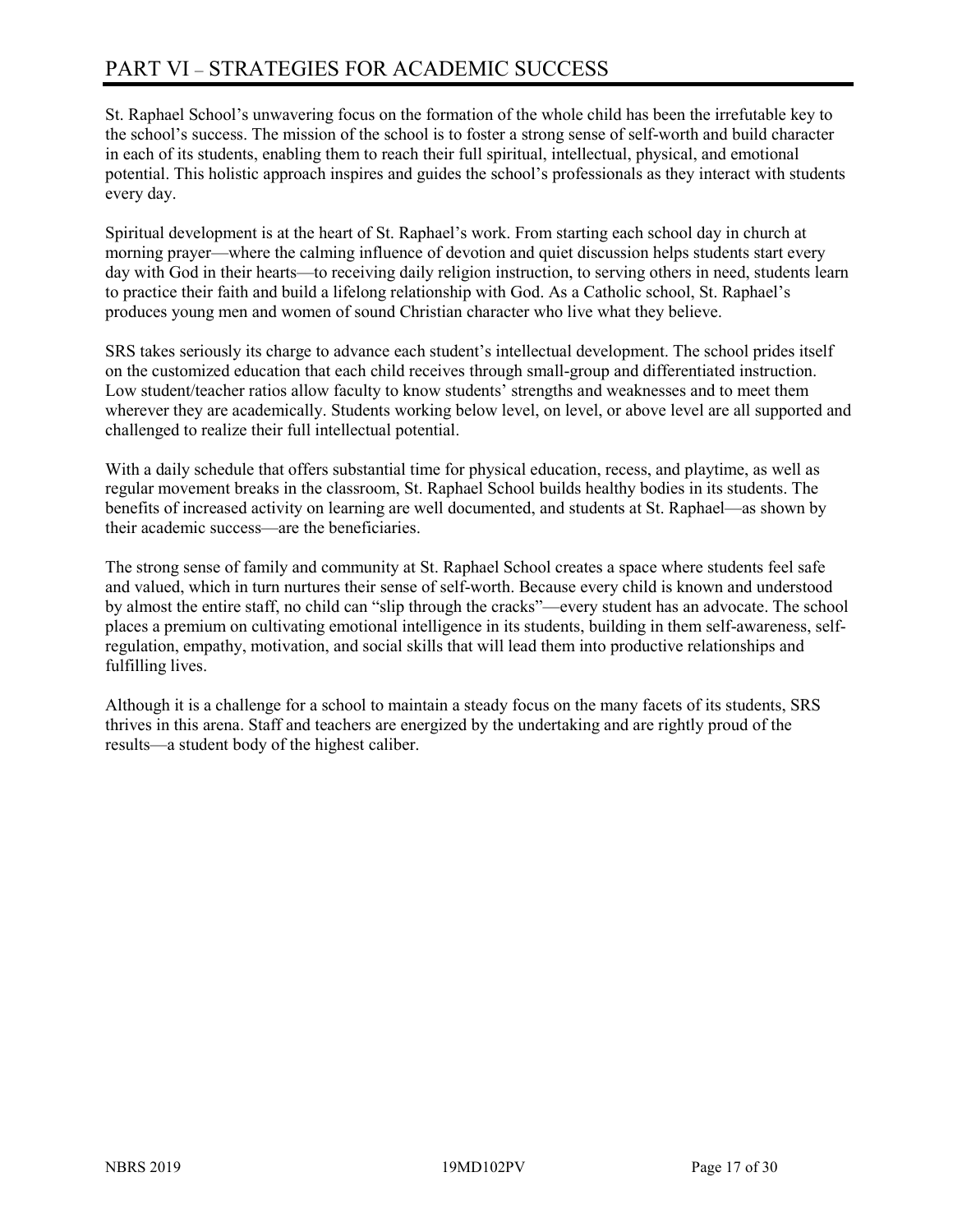# PART VI – STRATEGIES FOR ACADEMIC SUCCESS

St. Raphael School's unwavering focus on the formation of the whole child has been the irrefutable key to the school's success. The mission of the school is to foster a strong sense of self-worth and build character in each of its students, enabling them to reach their full spiritual, intellectual, physical, and emotional potential. This holistic approach inspires and guides the school's professionals as they interact with students every day.

Spiritual development is at the heart of St. Raphael's work. From starting each school day in church at morning prayer—where the calming influence of devotion and quiet discussion helps students start every day with God in their hearts—to receiving daily religion instruction, to serving others in need, students learn to practice their faith and build a lifelong relationship with God. As a Catholic school, St. Raphael's produces young men and women of sound Christian character who live what they believe.

SRS takes seriously its charge to advance each student's intellectual development. The school prides itself on the customized education that each child receives through small-group and differentiated instruction. Low student/teacher ratios allow faculty to know students' strengths and weaknesses and to meet them wherever they are academically. Students working below level, on level, or above level are all supported and challenged to realize their full intellectual potential.

With a daily schedule that offers substantial time for physical education, recess, and playtime, as well as regular movement breaks in the classroom, St. Raphael School builds healthy bodies in its students. The benefits of increased activity on learning are well documented, and students at St. Raphael—as shown by their academic success—are the beneficiaries.

The strong sense of family and community at St. Raphael School creates a space where students feel safe and valued, which in turn nurtures their sense of self-worth. Because every child is known and understood by almost the entire staff, no child can "slip through the cracks"—every student has an advocate. The school places a premium on cultivating emotional intelligence in its students, building in them self-awareness, self-regulation, empathy, motivation, and social skills that will lead them into productive relationships and fulfilling lives.

Although it is a challenge for a school to maintain a steady focus on the many facets of its students, SRS thrives in this arena. Staff and teachers are energized by the undertaking and are rightly proud of the results—a student body of the highest caliber.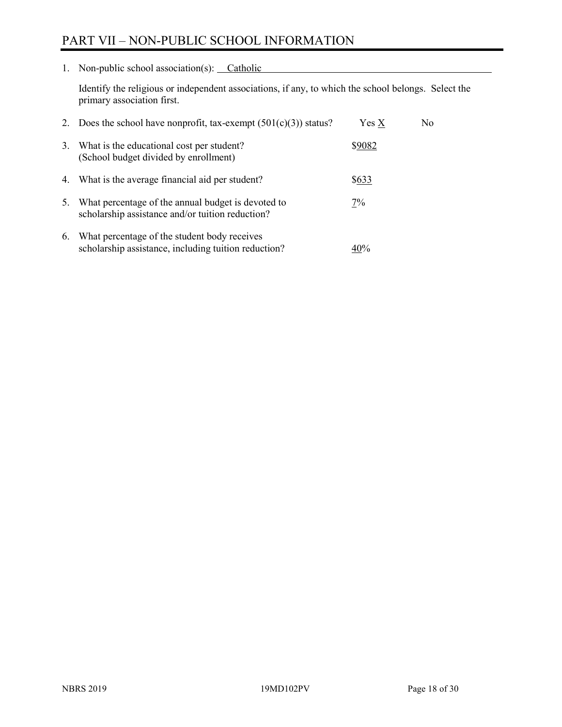# PART VII – NON-PUBLIC SCHOOL INFORMATION

1. Non-public school association(s): Catholic

   Identify the religious or independent associations, if any, to which the school belongs. Select the primary association first.

2. Does the school have nonprofit, tax-exempt (501(c)(3)) status? Yes X No

3. What is the educational cost per student? (School budget divided by enrollment) $9082

4. What is the average financial aid per student? $633

5. What percentage of the annual budget is devoted to scholarship assistance and/or tuition reduction? 7%

6. What percentage of the student body receives scholarship assistance, including tuition reduction? 40%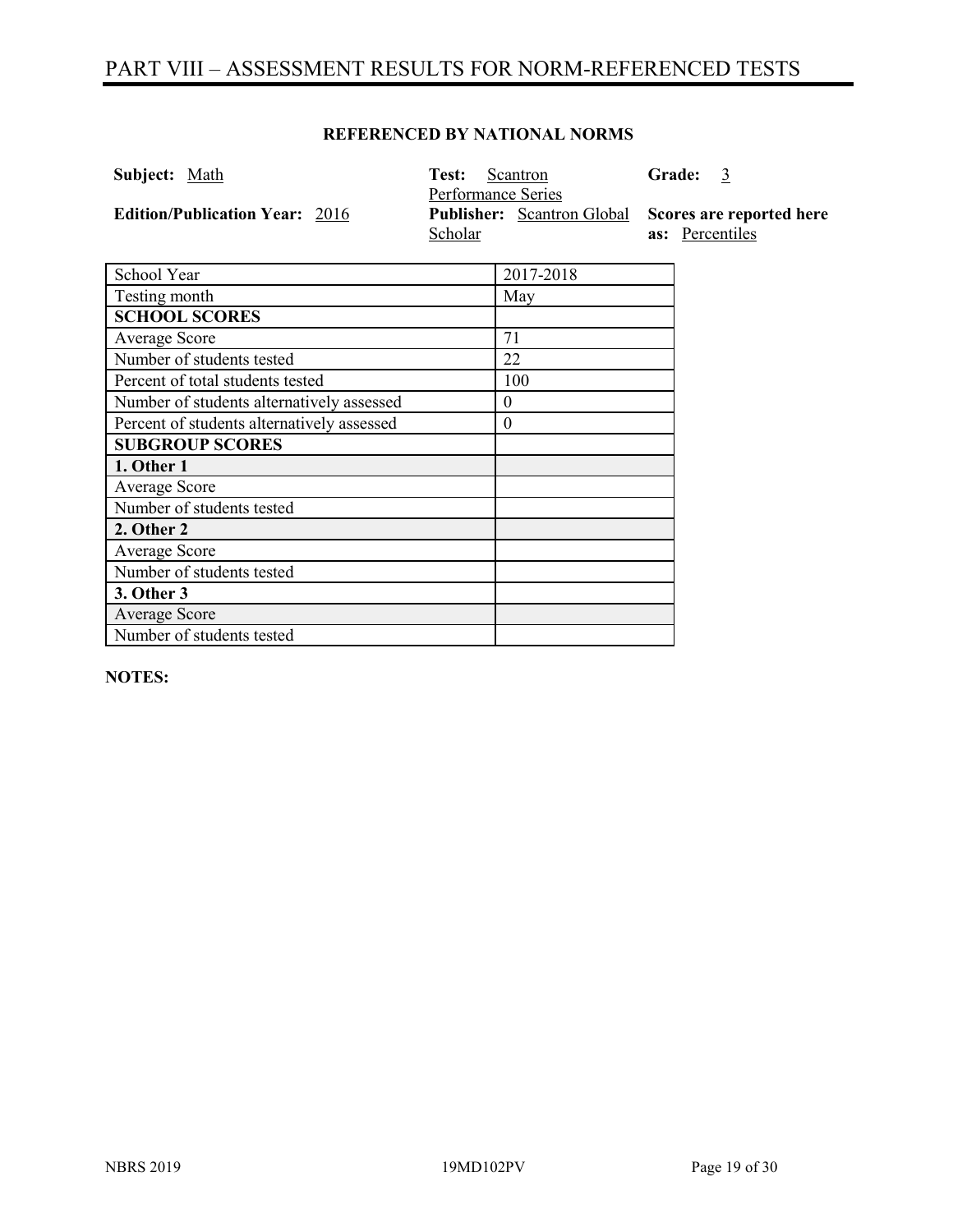# PART VIII – ASSESSMENT RESULTS FOR NORM-REFERENCED TESTS

**REFERENCED BY NATIONAL NORMS**

**Subject:** Math
**Test:** Scantron Performance Series
**Grade:** 3
**Edition/Publication Year:** 2016
**Publisher:** Scantron Global Scholar
**Scores are reported here as:** Percentiles

| School Year | 2017-2018 |
|---|---|
| Testing month | May |
| **SCHOOL SCORES** | |
| Average Score | 71 |
| Number of students tested | 22 |
| Percent of total students tested | 100 |
| Number of students alternatively assessed | 0 |
| Percent of students alternatively assessed | 0 |
| **SUBGROUP SCORES** | |
| **1. Other 1** | |
| Average Score | |
| Number of students tested | |
| **2. Other 2** | |
| Average Score | |
| Number of students tested | |
| **3. Other 3** | |
| Average Score | |
| Number of students tested | |

**NOTES:**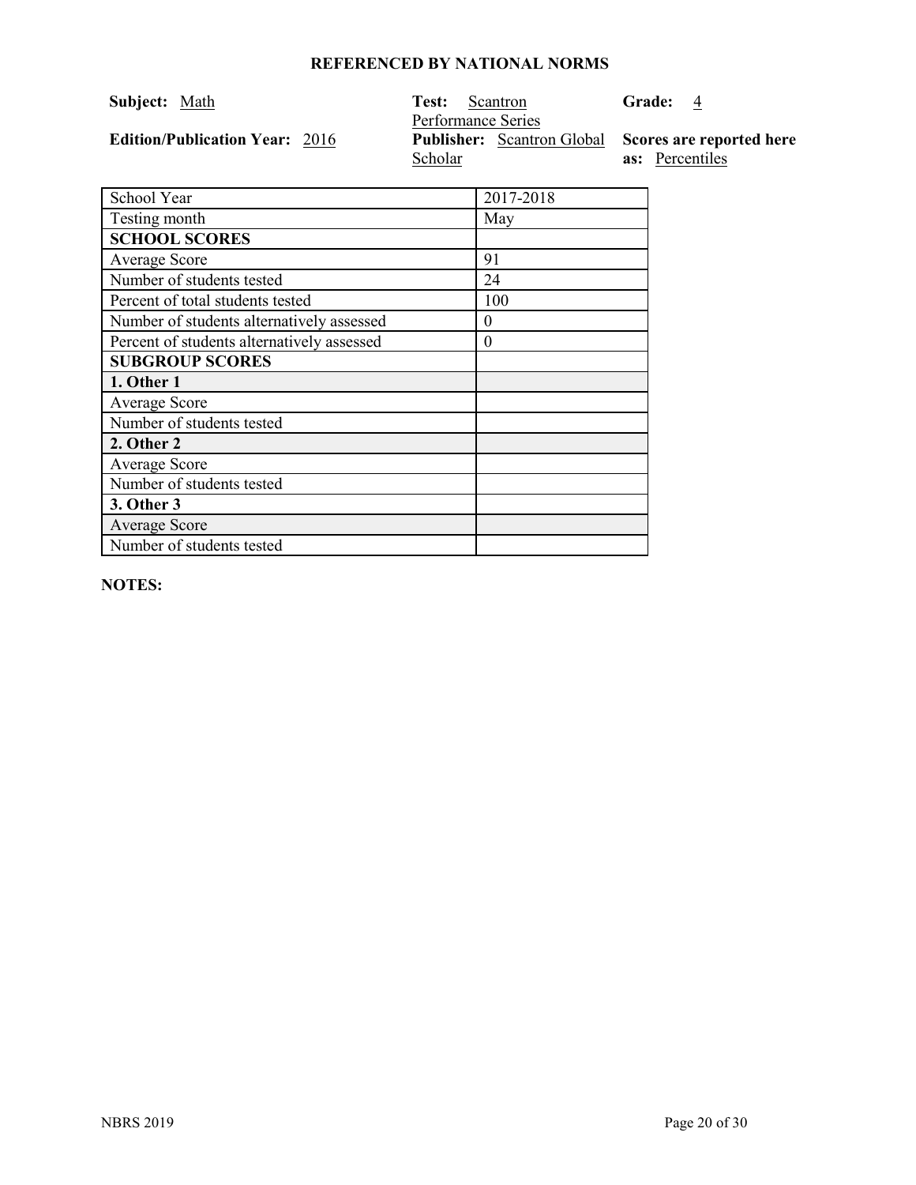**REFERENCED BY NATIONAL NORMS**

**Subject:** Math

**Test:** Scantron Performance Series

**Grade:** 4

**Edition/Publication Year:** 2016

**Publisher:** Scantron Global Scholar

**Scores are reported here as:** Percentiles

| School Year | 2017-2018 |
|---|---|
| Testing month | May |
| **SCHOOL SCORES** | |
| Average Score | 91 |
| Number of students tested | 24 |
| Percent of total students tested | 100 |
| Number of students alternatively assessed | 0 |
| Percent of students alternatively assessed | 0 |
| **SUBGROUP SCORES** | |
| **1. Other 1** | |
| Average Score | |
| Number of students tested | |
| **2. Other 2** | |
| Average Score | |
| Number of students tested | |
| **3. Other 3** | |
| Average Score | |
| Number of students tested | |

**NOTES:**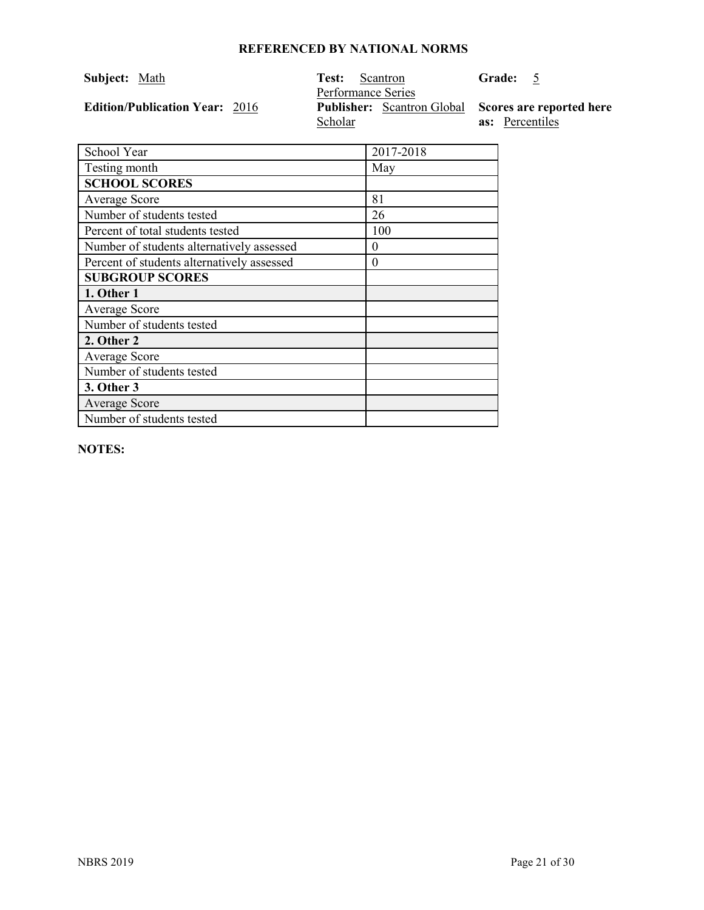## REFERENCED BY NATIONAL NORMS

**Subject:** Math

**Test:** Scantron Performance Series

**Grade:** 5

**Edition/Publication Year:** 2016

**Publisher:** Scantron Global Scholar

**Scores are reported here as:** Percentiles

| School Year | 2017-2018 |
| --- | --- |
| Testing month | May |
| **SCHOOL SCORES** | |
| Average Score | 81 |
| Number of students tested | 26 |
| Percent of total students tested | 100 |
| Number of students alternatively assessed | 0 |
| Percent of students alternatively assessed | 0 |
| **SUBGROUP SCORES** | |
| **1. Other 1** | |
| Average Score | |
| Number of students tested | |
| **2. Other 2** | |
| Average Score | |
| Number of students tested | |
| **3. Other 3** | |
| Average Score | |
| Number of students tested | |

**NOTES:**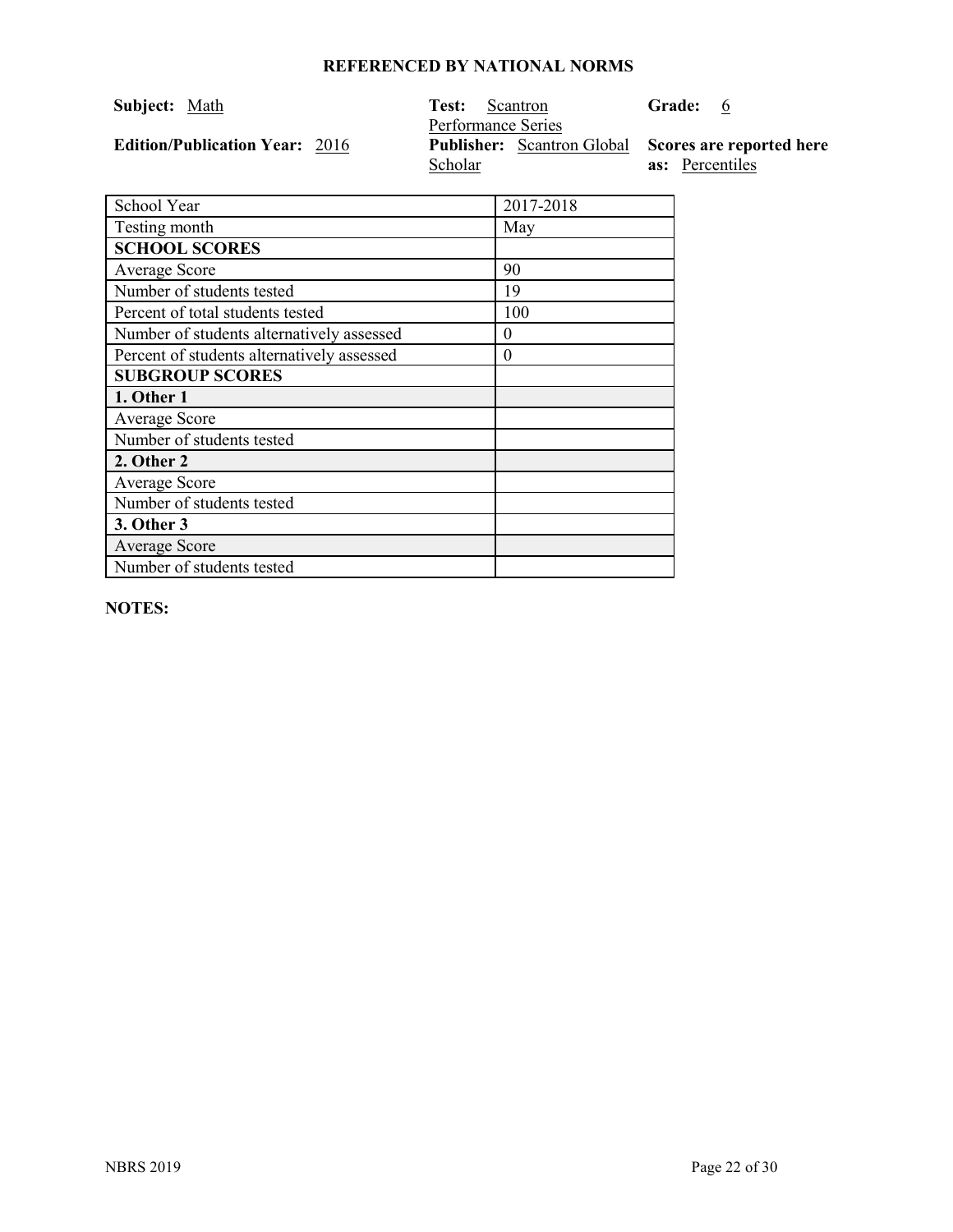**REFERENCED BY NATIONAL NORMS**

**Subject:** Math

**Test:** Scantron Performance Series

**Grade:** 6

**Edition/Publication Year:** 2016

**Publisher:** Scantron Global Scholar

**Scores are reported here as:** Percentiles

| School Year | 2017-2018 |
|---|---|
| Testing month | May |
| **SCHOOL SCORES** | |
| Average Score | 90 |
| Number of students tested | 19 |
| Percent of total students tested | 100 |
| Number of students alternatively assessed | 0 |
| Percent of students alternatively assessed | 0 |
| **SUBGROUP SCORES** | |
| **1. Other 1** | |
| Average Score | |
| Number of students tested | |
| **2. Other 2** | |
| Average Score | |
| Number of students tested | |
| **3. Other 3** | |
| Average Score | |
| Number of students tested | |

**NOTES:**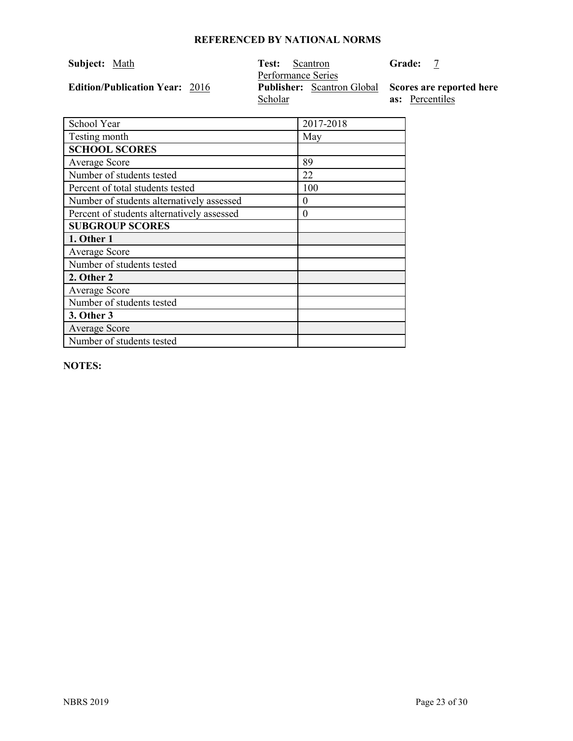## REFERENCED BY NATIONAL NORMS

**Subject:** Math

**Test:** Scantron Performance Series

**Grade:** 7

**Edition/Publication Year:** 2016

**Publisher:** Scantron Global Scholar

**Scores are reported here as:** Percentiles

| School Year | 2017-2018 |
|---|---|
| Testing month | May |
| **SCHOOL SCORES** | |
| Average Score | 89 |
| Number of students tested | 22 |
| Percent of total students tested | 100 |
| Number of students alternatively assessed | 0 |
| Percent of students alternatively assessed | 0 |
| **SUBGROUP SCORES** | |
| **1. Other 1** | |
| Average Score | |
| Number of students tested | |
| **2. Other 2** | |
| Average Score | |
| Number of students tested | |
| **3. Other 3** | |
| Average Score | |
| Number of students tested | |

**NOTES:**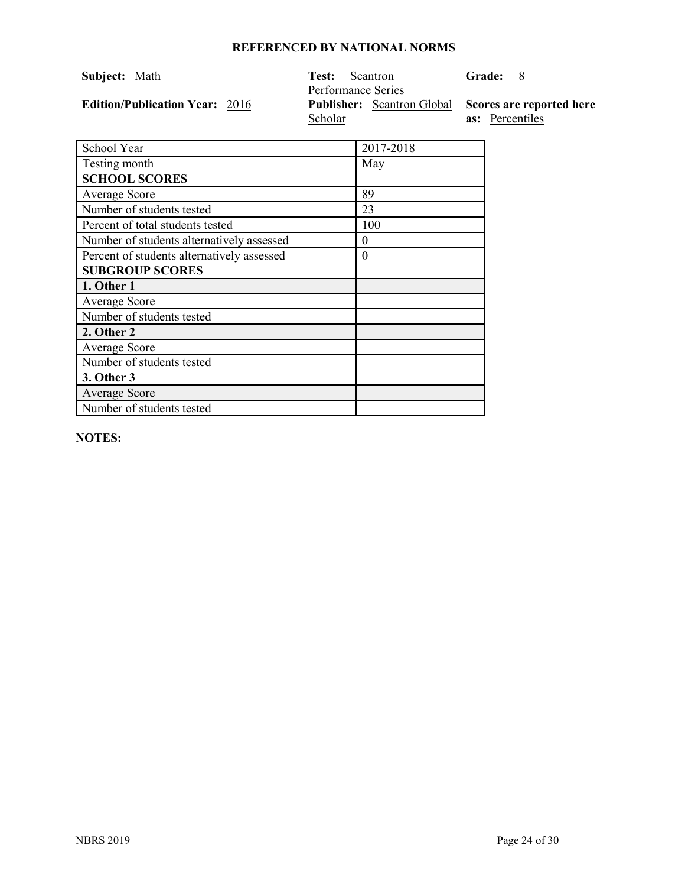**REFERENCED BY NATIONAL NORMS**

**Subject:** Math

**Test:** Scantron Performance Series

**Grade:** 8

**Edition/Publication Year:** 2016

**Publisher:** Scantron Global Scholar

**Scores are reported here as:** Percentiles

| School Year | 2017-2018 |
|---|---|
| Testing month | May |
| **SCHOOL SCORES** | |
| Average Score | 89 |
| Number of students tested | 23 |
| Percent of total students tested | 100 |
| Number of students alternatively assessed | 0 |
| Percent of students alternatively assessed | 0 |
| **SUBGROUP SCORES** | |
| **1. Other 1** | |
| Average Score | |
| Number of students tested | |
| **2. Other 2** | |
| Average Score | |
| Number of students tested | |
| **3. Other 3** | |
| Average Score | |
| Number of students tested | |

**NOTES:**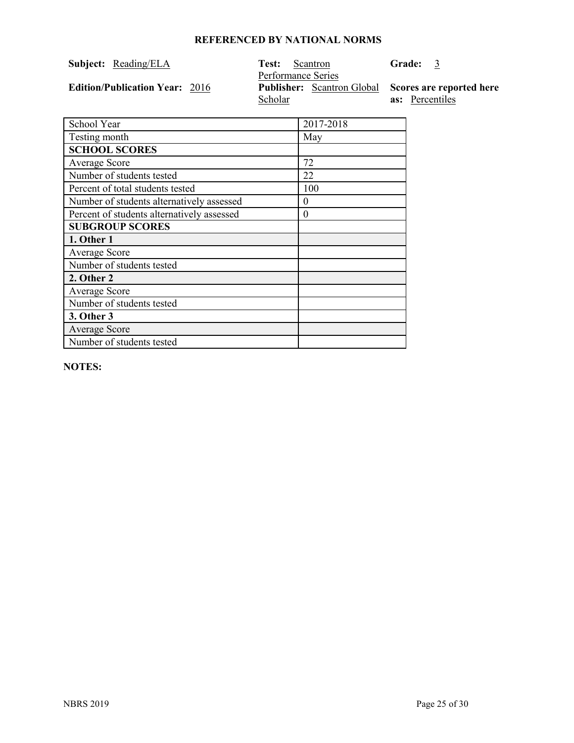**REFERENCED BY NATIONAL NORMS**

**Subject:** Reading/ELA

**Test:** Scantron Performance Series

**Grade:** 3

**Edition/Publication Year:** 2016

**Publisher:** Scantron Global Scholar

**Scores are reported here as:** Percentiles

| School Year | 2017-2018 |
| --- | --- |
| Testing month | May |
| **SCHOOL SCORES** | |
| Average Score | 72 |
| Number of students tested | 22 |
| Percent of total students tested | 100 |
| Number of students alternatively assessed | 0 |
| Percent of students alternatively assessed | 0 |
| **SUBGROUP SCORES** | |
| **1. Other 1** | |
| Average Score | |
| Number of students tested | |
| **2. Other 2** | |
| Average Score | |
| Number of students tested | |
| **3. Other 3** | |
| Average Score | |
| Number of students tested | |

**NOTES:**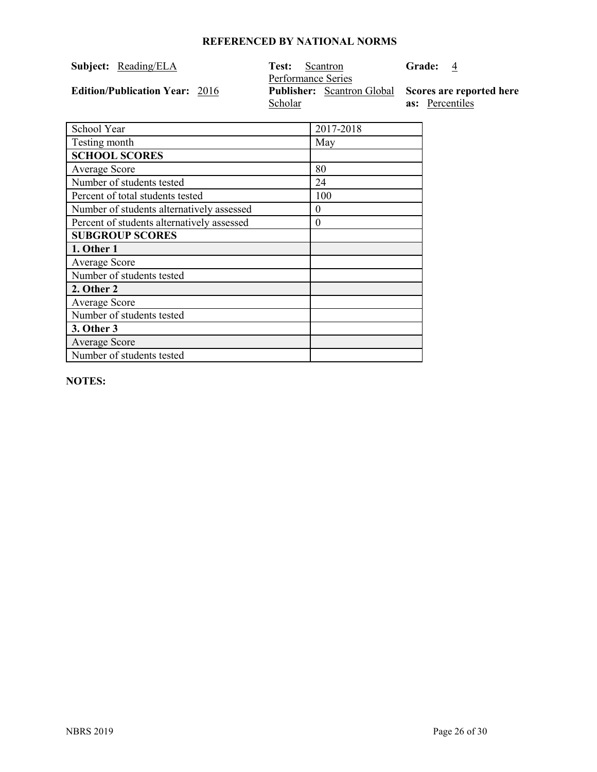## REFERENCED BY NATIONAL NORMS

**Subject:** Reading/ELA **Test:** Scantron Performance Series **Grade:** 4

**Edition/Publication Year:** 2016 **Publisher:** Scantron Global Scholar **Scores are reported here as:** Percentiles

| School Year | 2017-2018 |
|---|---|
| Testing month | May |
| **SCHOOL SCORES** | |
| Average Score | 80 |
| Number of students tested | 24 |
| Percent of total students tested | 100 |
| Number of students alternatively assessed | 0 |
| Percent of students alternatively assessed | 0 |
| **SUBGROUP SCORES** | |
| **1. Other 1** | |
| Average Score | |
| Number of students tested | |
| **2. Other 2** | |
| Average Score | |
| Number of students tested | |
| **3. Other 3** | |
| Average Score | |
| Number of students tested | |

**NOTES:**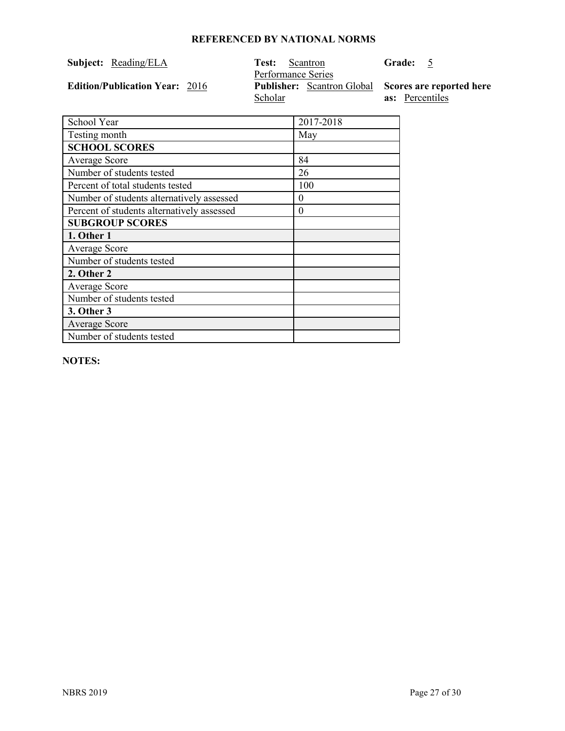**REFERENCED BY NATIONAL NORMS**

**Subject:** Reading/ELA

**Test:** Scantron Performance Series

**Grade:** 5

**Edition/Publication Year:** 2016

**Publisher:** Scantron Global Scholar

**Scores are reported here as:** Percentiles

| School Year | 2017-2018 |
|---|---|
| Testing month | May |
| **SCHOOL SCORES** | |
| Average Score | 84 |
| Number of students tested | 26 |
| Percent of total students tested | 100 |
| Number of students alternatively assessed | 0 |
| Percent of students alternatively assessed | 0 |
| **SUBGROUP SCORES** | |
| **1. Other 1** | |
| Average Score | |
| Number of students tested | |
| **2. Other 2** | |
| Average Score | |
| Number of students tested | |
| **3. Other 3** | |
| Average Score | |
| Number of students tested | |

**NOTES:**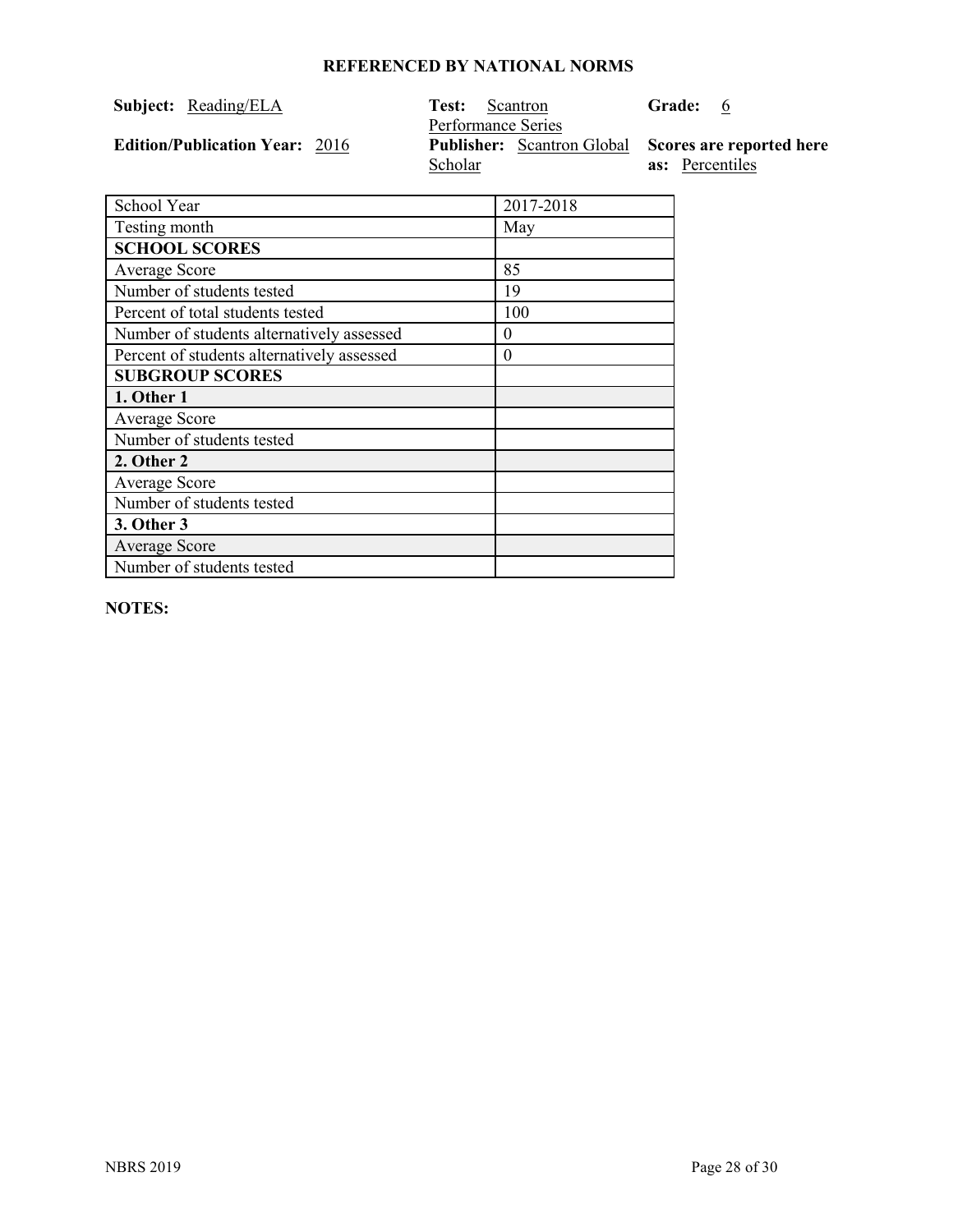**REFERENCED BY NATIONAL NORMS**

**Subject:** Reading/ELA

**Test:** Scantron Performance Series

**Grade:** 6

**Edition/Publication Year:** 2016

**Publisher:** Scantron Global Scholar

**Scores are reported here as:** Percentiles

| School Year | 2017-2018 |
|---|---|
| Testing month | May |
| **SCHOOL SCORES** | |
| Average Score | 85 |
| Number of students tested | 19 |
| Percent of total students tested | 100 |
| Number of students alternatively assessed | 0 |
| Percent of students alternatively assessed | 0 |
| **SUBGROUP SCORES** | |
| **1. Other 1** | |
| Average Score | |
| Number of students tested | |
| **2. Other 2** | |
| Average Score | |
| Number of students tested | |
| **3. Other 3** | |
| Average Score | |
| Number of students tested | |

**NOTES:**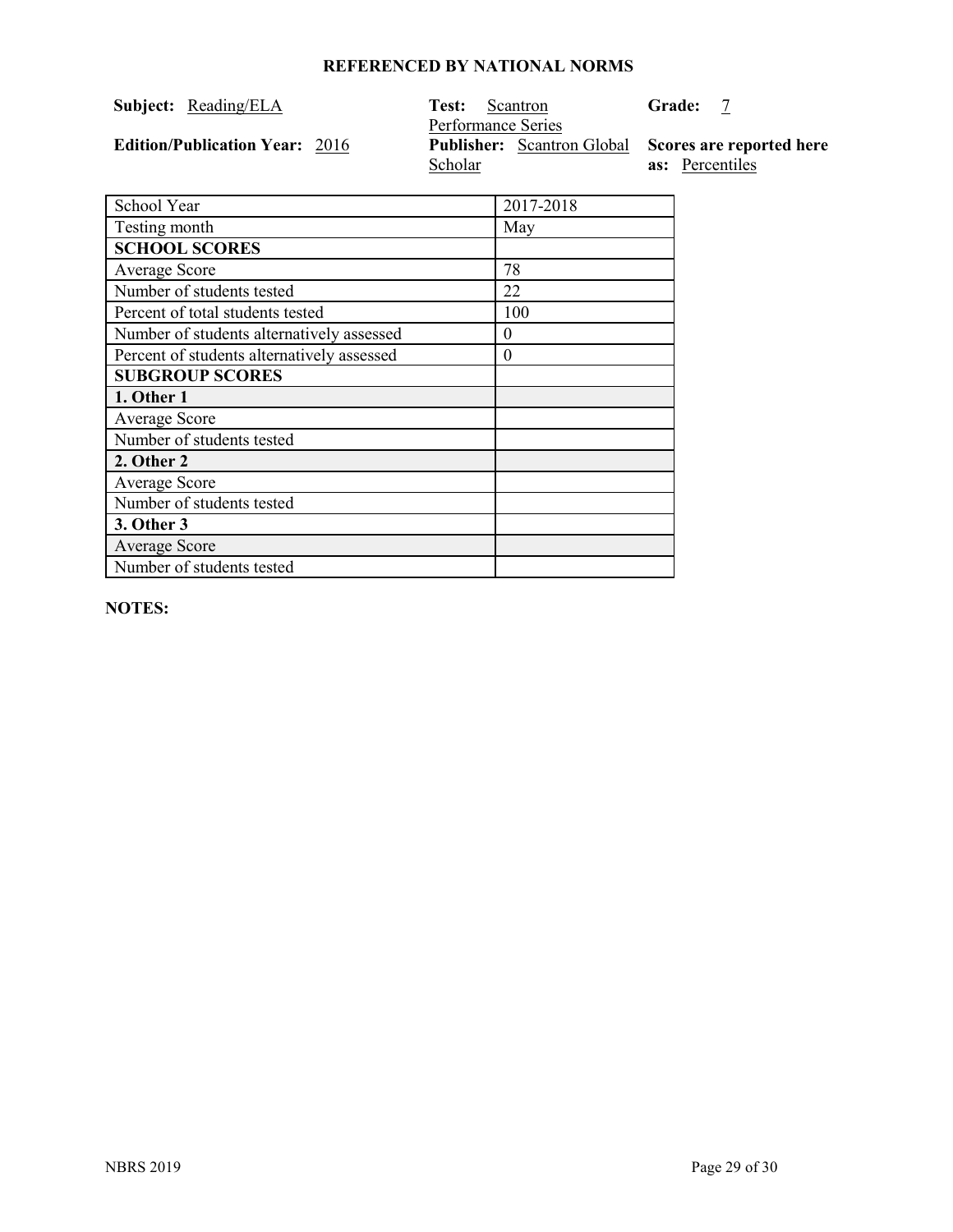## REFERENCED BY NATIONAL NORMS

**Subject:** Reading/ELA

**Test:** Scantron Performance Series

**Grade:** 7

**Edition/Publication Year:** 2016

**Publisher:** Scantron Global Scholar

**Scores are reported here as:** Percentiles

| School Year | 2017-2018 |
|---|---|
| Testing month | May |
| **SCHOOL SCORES** | |
| Average Score | 78 |
| Number of students tested | 22 |
| Percent of total students tested | 100 |
| Number of students alternatively assessed | 0 |
| Percent of students alternatively assessed | 0 |
| **SUBGROUP SCORES** | |
| **1. Other 1** | |
| Average Score | |
| Number of students tested | |
| **2. Other 2** | |
| Average Score | |
| Number of students tested | |
| **3. Other 3** | |
| Average Score | |
| Number of students tested | |

**NOTES:**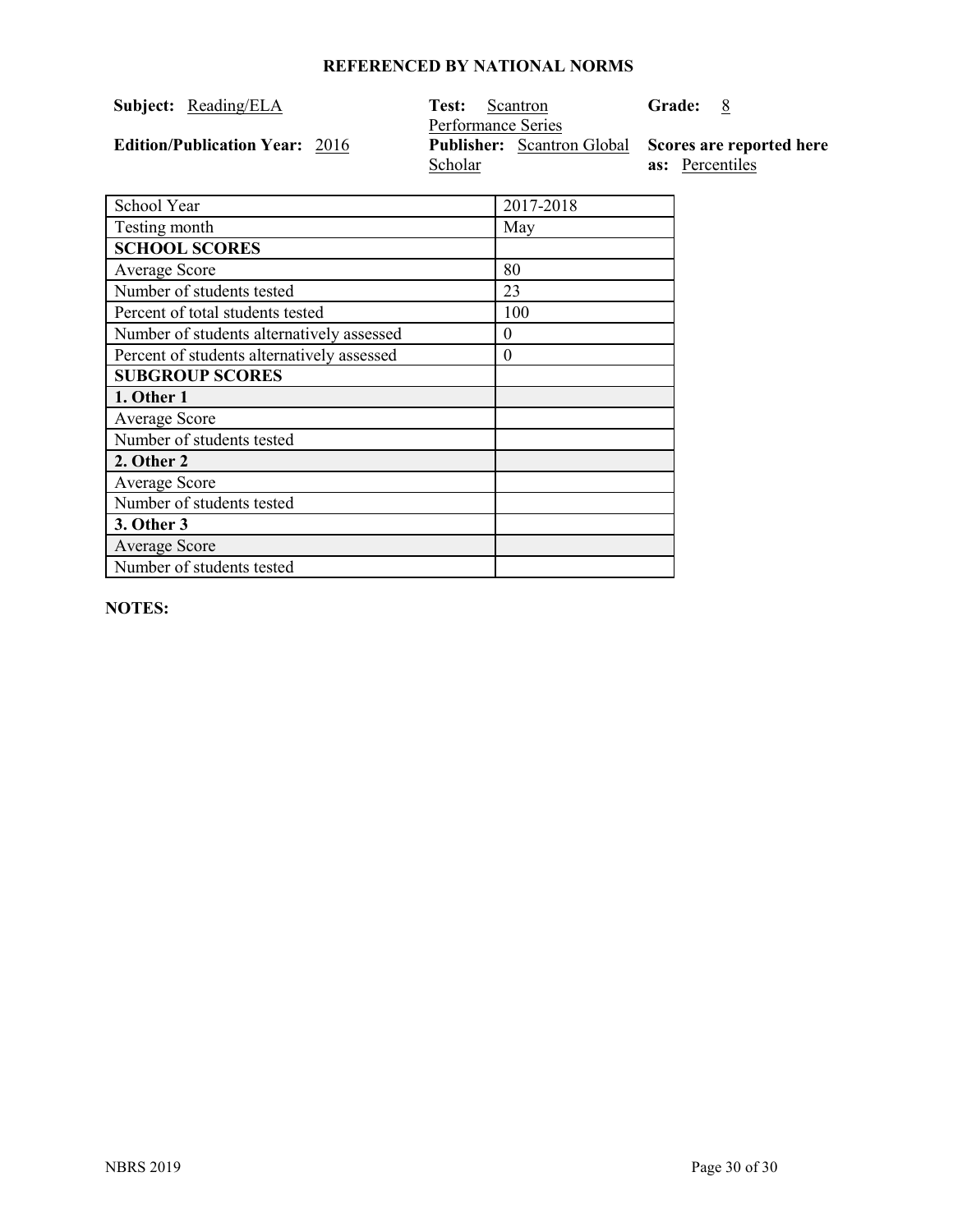## REFERENCED BY NATIONAL NORMS

**Subject:** Reading/ELA

**Test:** Scantron Performance Series

**Grade:** 8

**Edition/Publication Year:** 2016

**Publisher:** Scantron Global Scholar

**Scores are reported here as:** Percentiles

| | |
|---|---|
| School Year | 2017-2018 |
| Testing month | May |
| **SCHOOL SCORES** | |
| Average Score | 80 |
| Number of students tested | 23 |
| Percent of total students tested | 100 |
| Number of students alternatively assessed | 0 |
| Percent of students alternatively assessed | 0 |
| **SUBGROUP SCORES** | |
| **1. Other 1** | |
| Average Score | |
| Number of students tested | |
| **2. Other 2** | |
| Average Score | |
| Number of students tested | |
| **3. Other 3** | |
| Average Score | |
| Number of students tested | |

**NOTES:**